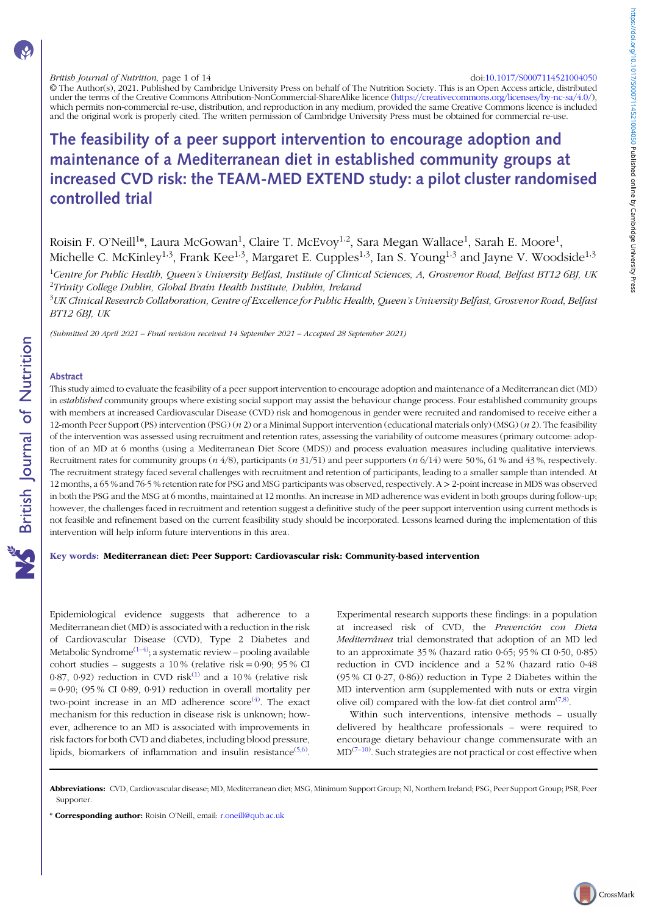doi:10.1017/S0007114521004050

© The Author(s), 2021. Published by Cambridge University Press on behalf of The Nutrition Society. This is an Open Access article, distributed under the terms of the Creative Commons Attribution-NonCommercial-ShareAlike licence (https://creativecommons.org/licenses/by-nc-sa/4.0/), which permits non-commercial re-use, distribution, and reproduction in any medium, provided the same Creative Commons licence is included and the original work is properly cited. The written permission of Cambridge University Press must be obtained for commercial re-use.

# The feasibility of a peer support intervention to encourage adoption and maintenance of a Mediterranean diet in established community groups at increased CVD risk: the TEAM-MED EXTEND study: a pilot cluster randomised controlled trial

Roisin F. O'Neill[1]*, Laura McGowan[1], Claire T. McEvoy[1,2], Sara Megan Wallace[1], Sarah E. Moore[1], Michelle C. McKinley[1,3], Frank Kee[1,3], Margaret E. Cupples[1,3], Ian S. Young[1,3] and Jayne V. Woodside[1,3]

[1]*Centre for Public Health, Queen's University Belfast, Institute of Clinical Sciences, A, Grosvenor Road, Belfast BT12 6BJ, UK*
[2]*Trinity College Dublin, Global Brain Health Institute, Dublin, Ireland*
[3]*UK Clinical Research Collaboration, Centre of Excellence for Public Health, Queen's University Belfast, Grosvenor Road, Belfast BT12 6BJ, UK*

*(Submitted 20 April 2021 – Final revision received 14 September 2021 – Accepted 28 September 2021)*

## Abstract

This study aimed to evaluate the feasibility of a peer support intervention to encourage adoption and maintenance of a Mediterranean diet (MD) in *established* community groups where existing social support may assist the behaviour change process. Four established community groups with members at increased Cardiovascular Disease (CVD) risk and homogenous in gender were recruited and randomised to receive either a 12-month Peer Support (PS) intervention (PSG) (*n* 2) or a Minimal Support intervention (educational materials only) (MSG) (*n* 2). The feasibility of the intervention was assessed using recruitment and retention rates, assessing the variability of outcome measures (primary outcome: adoption of an MD at 6 months (using a Mediterranean Diet Score (MDS)) and process evaluation measures including qualitative interviews. Recruitment rates for community groups (*n* 4/8), participants (*n* 31/51) and peer supporters (*n* 6/14) were 50 %, 61 % and 43 %, respectively. The recruitment strategy faced several challenges with recruitment and retention of participants, leading to a smaller sample than intended. At 12 months, a 65 % and 76·5 % retention rate for PSG and MSG participants was observed, respectively. A > 2-point increase in MDS was observed in both the PSG and the MSG at 6 months, maintained at 12 months. An increase in MD adherence was evident in both groups during follow-up; however, the challenges faced in recruitment and retention suggest a definitive study of the peer support intervention using current methods is not feasible and refinement based on the current feasibility study should be incorporated. Lessons learned during the implementation of this intervention will help inform future interventions in this area.

**Key words: Mediterranean diet: Peer Support: Cardiovascular risk: Community-based intervention**

Epidemiological evidence suggests that adherence to a Mediterranean diet (MD) is associated with a reduction in the risk of Cardiovascular Disease (CVD), Type 2 Diabetes and Metabolic Syndrome[1–4]; a systematic review – pooling available cohort studies – suggests a 10 % (relative risk = 0·90; 95 % CI 0·87, 0·92) reduction in CVD risk[1] and a 10 % (relative risk = 0·90; (95 % CI 0·89, 0·91) reduction in overall mortality per two-point increase in an MD adherence score[4]. The exact mechanism for this reduction in disease risk is unknown; however, adherence to an MD is associated with improvements in risk factors for both CVD and diabetes, including blood pressure, lipids, biomarkers of inflammation and insulin resistance[5,6]. Experimental research supports these findings: in a population at increased risk of CVD, the *Prevención con Dieta Mediterránea* trial demonstrated that adoption of an MD led to an approximate 35 % (hazard ratio 0·65; 95 % CI 0·50, 0·85) reduction in CVD incidence and a 52 % (hazard ratio 0·48 (95 % CI 0·27, 0·86)) reduction in Type 2 Diabetes within the MD intervention arm (supplemented with nuts or extra virgin olive oil) compared with the low-fat diet control arm[7,8].

Within such interventions, intensive methods – usually delivered by healthcare professionals – were required to encourage dietary behaviour change commensurate with an MD[7–10]. Such strategies are not practical or cost effective when

**Abbreviations:** CVD, Cardiovascular disease; MD, Mediterranean diet; MSG, Minimum Support Group; NI, Northern Ireland; PSG, Peer Support Group; PSR, Peer Supporter.

\* **Corresponding author:** Roisin O'Neill, email: r.oneill@qub.ac.uk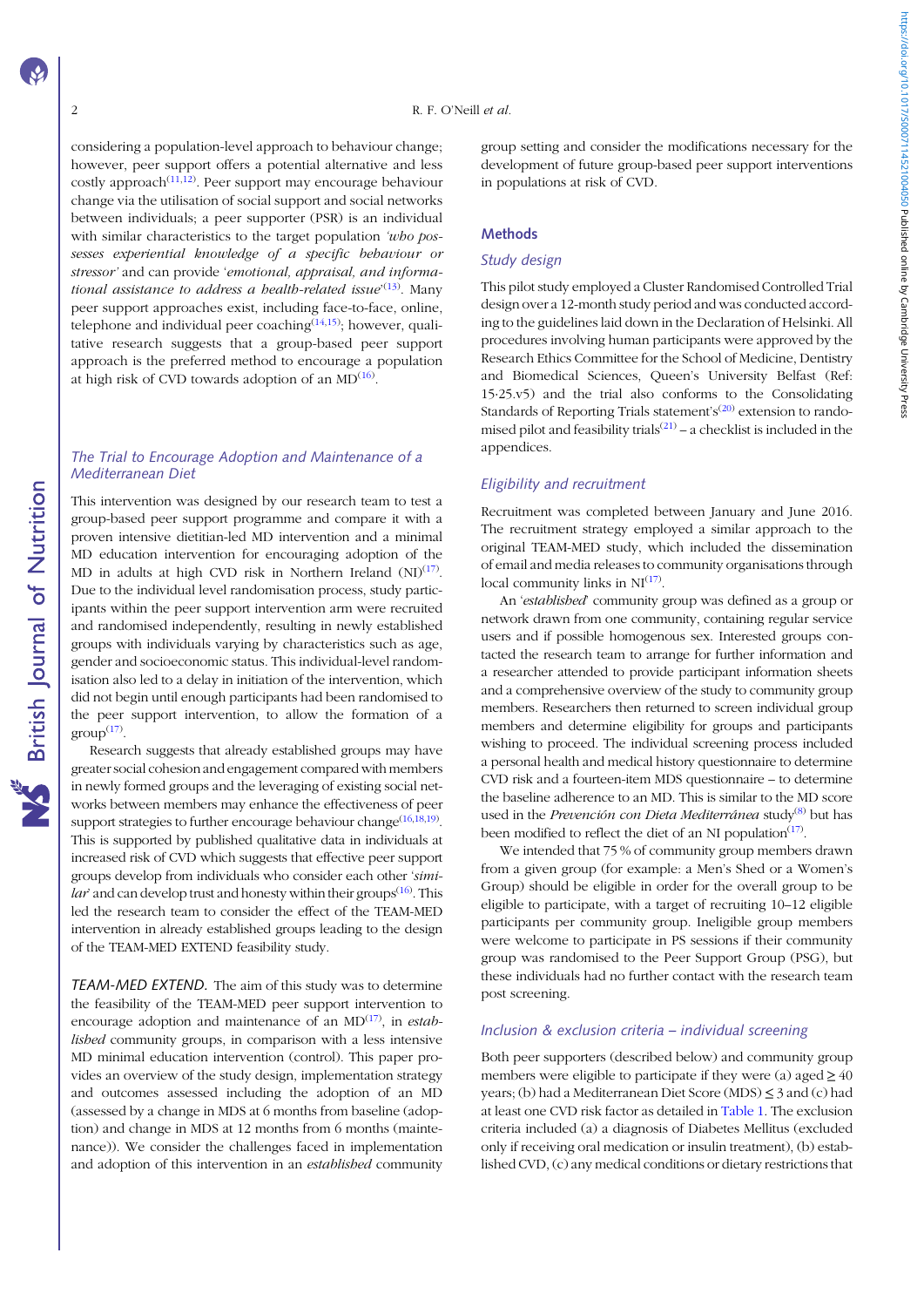considering a population-level approach to behaviour change; however, peer support offers a potential alternative and less costly approach[11,12]. Peer support may encourage behaviour change via the utilisation of social support and social networks between individuals; a peer supporter (PSR) is an individual with similar characteristics to the target population *'who possesses experiential knowledge of a specific behaviour or stressor'* and can provide '*emotional, appraisal, and informational assistance to address a health-related issue*'[13]. Many peer support approaches exist, including face-to-face, online, telephone and individual peer coaching[14,15]; however, qualitative research suggests that a group-based peer support approach is the preferred method to encourage a population at high risk of CVD towards adoption of an MD[16].

### The Trial to Encourage Adoption and Maintenance of a Mediterranean Diet

This intervention was designed by our research team to test a group-based peer support programme and compare it with a proven intensive dietitian-led MD intervention and a minimal MD education intervention for encouraging adoption of the MD in adults at high CVD risk in Northern Ireland (NI)[17]. Due to the individual level randomisation process, study participants within the peer support intervention arm were recruited and randomised independently, resulting in newly established groups with individuals varying by characteristics such as age, gender and socioeconomic status. This individual-level randomisation also led to a delay in initiation of the intervention, which did not begin until enough participants had been randomised to the peer support intervention, to allow the formation of a group[17].

Research suggests that already established groups may have greater social cohesion and engagement compared with members in newly formed groups and the leveraging of existing social networks between members may enhance the effectiveness of peer support strategies to further encourage behaviour change[16,18,19]. This is supported by published qualitative data in individuals at increased risk of CVD which suggests that effective peer support groups develop from individuals who consider each other '*similar*' and can develop trust and honesty within their groups[16]. This led the research team to consider the effect of the TEAM-MED intervention in already established groups leading to the design of the TEAM-MED EXTEND feasibility study.

*TEAM-MED EXTEND.* The aim of this study was to determine the feasibility of the TEAM-MED peer support intervention to encourage adoption and maintenance of an MD[17], in *established* community groups, in comparison with a less intensive MD minimal education intervention (control). This paper provides an overview of the study design, implementation strategy and outcomes assessed including the adoption of an MD (assessed by a change in MDS at 6 months from baseline (adoption) and change in MDS at 12 months from 6 months (maintenance)). We consider the challenges faced in implementation and adoption of this intervention in an *established* community group setting and consider the modifications necessary for the development of future group-based peer support interventions in populations at risk of CVD.

## Methods

### Study design

This pilot study employed a Cluster Randomised Controlled Trial design over a 12-month study period and was conducted according to the guidelines laid down in the Declaration of Helsinki. All procedures involving human participants were approved by the Research Ethics Committee for the School of Medicine, Dentistry and Biomedical Sciences, Queen's University Belfast (Ref: 15·25.v5) and the trial also conforms to the Consolidating Standards of Reporting Trials statement's[20] extension to randomised pilot and feasibility trials[21] – a checklist is included in the appendices.

### Eligibility and recruitment

Recruitment was completed between January and June 2016. The recruitment strategy employed a similar approach to the original TEAM-MED study, which included the dissemination of email and media releases to community organisations through local community links in NI[17].

An '*established*' community group was defined as a group or network drawn from one community, containing regular service users and if possible homogenous sex. Interested groups contacted the research team to arrange for further information and a researcher attended to provide participant information sheets and a comprehensive overview of the study to community group members. Researchers then returned to screen individual group members and determine eligibility for groups and participants wishing to proceed. The individual screening process included a personal health and medical history questionnaire to determine CVD risk and a fourteen-item MDS questionnaire – to determine the baseline adherence to an MD. This is similar to the MD score used in the *Prevención con Dieta Mediterránea* study[8] but has been modified to reflect the diet of an NI population[17].

We intended that 75 % of community group members drawn from a given group (for example: a Men's Shed or a Women's Group) should be eligible in order for the overall group to be eligible to participate, with a target of recruiting 10–12 eligible participants per community group. Ineligible group members were welcome to participate in PS sessions if their community group was randomised to the Peer Support Group (PSG), but these individuals had no further contact with the research team post screening.

### Inclusion & exclusion criteria – individual screening

Both peer supporters (described below) and community group members were eligible to participate if they were (a) aged ≥ 40 years; (b) had a Mediterranean Diet Score (MDS) ≤ 3 and (c) had at least one CVD risk factor as detailed in Table 1. The exclusion criteria included (a) a diagnosis of Diabetes Mellitus (excluded only if receiving oral medication or insulin treatment), (b) established CVD, (c) any medical conditions or dietary restrictions that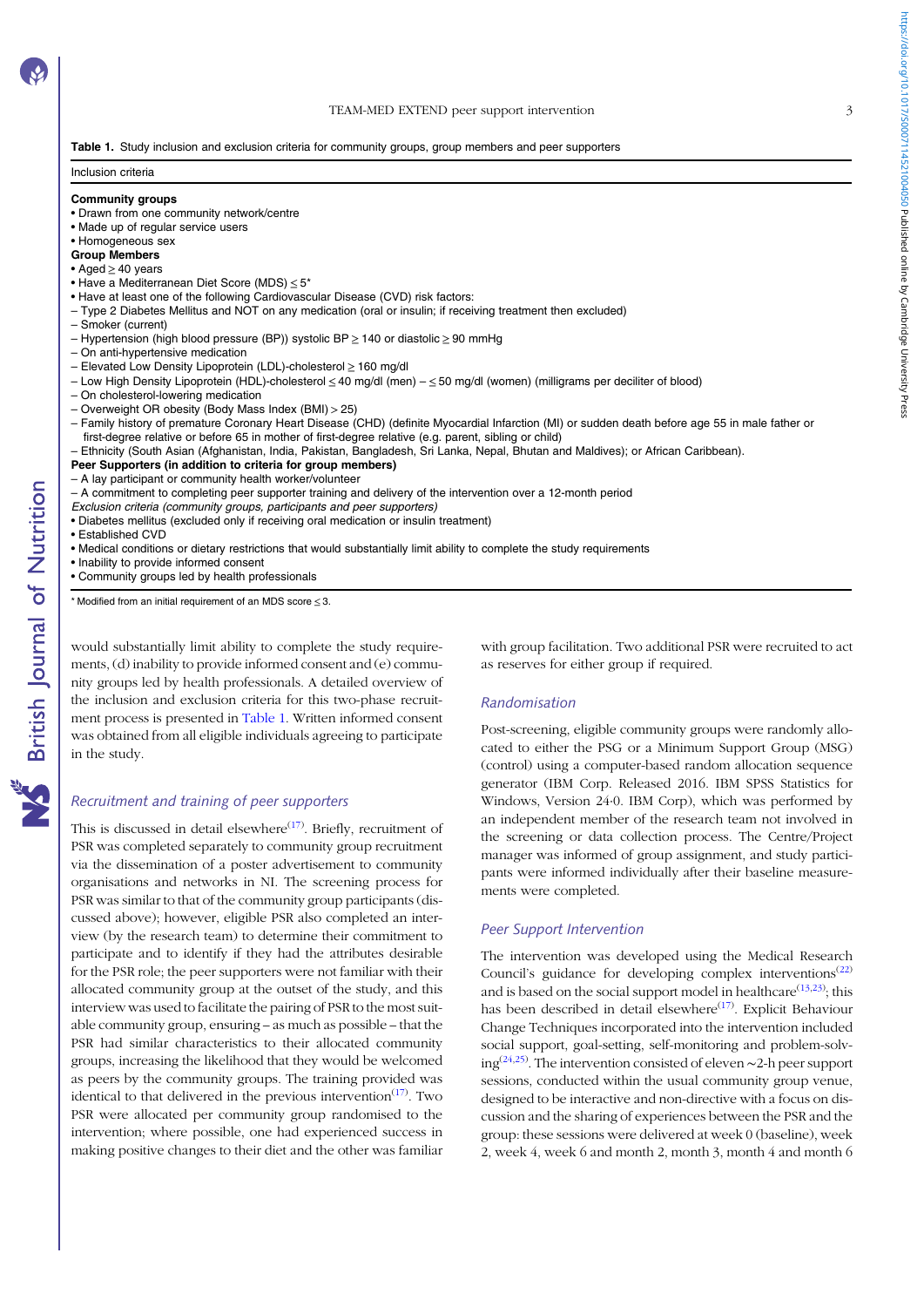**Table 1.** Study inclusion and exclusion criteria for community groups, group members and peer supporters

| Inclusion criteria |
|---|
| **Community groups** |
| • Drawn from one community network/centre |
| • Made up of regular service users |
| • Homogeneous sex |
| **Group Members** |
| • Aged ≥ 40 years |
| • Have a Mediterranean Diet Score (MDS) ≤ 5* |
| • Have at least one of the following Cardiovascular Disease (CVD) risk factors: |
| – Type 2 Diabetes Mellitus and NOT on any medication (oral or insulin; if receiving treatment then excluded) |
| – Smoker (current) |
| – Hypertension (high blood pressure (BP)) systolic BP ≥ 140 or diastolic ≥ 90 mmHg |
| – On anti-hypertensive medication |
| – Elevated Low Density Lipoprotein (LDL)-cholesterol ≥ 160 mg/dl |
| – Low High Density Lipoprotein (HDL)-cholesterol ≤ 40 mg/dl (men) – ≤ 50 mg/dl (women) (milligrams per deciliter of blood) |
| – On cholesterol-lowering medication |
| – Overweight OR obesity (Body Mass Index (BMI) > 25) |
| – Family history of premature Coronary Heart Disease (CHD) (definite Myocardial Infarction (MI) or sudden death before age 55 in male father or first-degree relative or before 65 in mother of first-degree relative (e.g. parent, sibling or child) |
| – Ethnicity (South Asian (Afghanistan, India, Pakistan, Bangladesh, Sri Lanka, Nepal, Bhutan and Maldives); or African Caribbean). |
| **Peer Supporters (in addition to criteria for group members)** |
| – A lay participant or community health worker/volunteer |
| – A commitment to completing peer supporter training and delivery of the intervention over a 12-month period |
| *Exclusion criteria (community groups, participants and peer supporters)* |
| • Diabetes mellitus (excluded only if receiving oral medication or insulin treatment) |
| • Established CVD |
| • Medical conditions or dietary restrictions that would substantially limit ability to complete the study requirements |
| • Inability to provide informed consent |
| • Community groups led by health professionals |

\* Modified from an initial requirement of an MDS score ≤ 3.

would substantially limit ability to complete the study requirements, (d) inability to provide informed consent and (e) community groups led by health professionals. A detailed overview of the inclusion and exclusion criteria for this two-phase recruitment process is presented in Table 1. Written informed consent was obtained from all eligible individuals agreeing to participate in the study.

### Recruitment and training of peer supporters

This is discussed in detail elsewhere[17]. Briefly, recruitment of PSR was completed separately to community group recruitment via the dissemination of a poster advertisement to community organisations and networks in NI. The screening process for PSR was similar to that of the community group participants (discussed above); however, eligible PSR also completed an interview (by the research team) to determine their commitment to participate and to identify if they had the attributes desirable for the PSR role; the peer supporters were not familiar with their allocated community group at the outset of the study, and this interview was used to facilitate the pairing of PSR to the most suitable community group, ensuring – as much as possible – that the PSR had similar characteristics to their allocated community groups, increasing the likelihood that they would be welcomed as peers by the community groups. The training provided was identical to that delivered in the previous intervention[17]. Two PSR were allocated per community group randomised to the intervention; where possible, one had experienced success in making positive changes to their diet and the other was familiar with group facilitation. Two additional PSR were recruited to act as reserves for either group if required.

### Randomisation

Post-screening, eligible community groups were randomly allocated to either the PSG or a Minimum Support Group (MSG) (control) using a computer-based random allocation sequence generator (IBM Corp. Released 2016. IBM SPSS Statistics for Windows, Version 24·0. IBM Corp), which was performed by an independent member of the research team not involved in the screening or data collection process. The Centre/Project manager was informed of group assignment, and study participants were informed individually after their baseline measurements were completed.

### Peer Support Intervention

The intervention was developed using the Medical Research Council's guidance for developing complex interventions[22] and is based on the social support model in healthcare[13,23]; this has been described in detail elsewhere[17]. Explicit Behaviour Change Techniques incorporated into the intervention included social support, goal-setting, self-monitoring and problem-solving[24,25]. The intervention consisted of eleven ∼2-h peer support sessions, conducted within the usual community group venue, designed to be interactive and non-directive with a focus on discussion and the sharing of experiences between the PSR and the group: these sessions were delivered at week 0 (baseline), week 2, week 4, week 6 and month 2, month 3, month 4 and month 6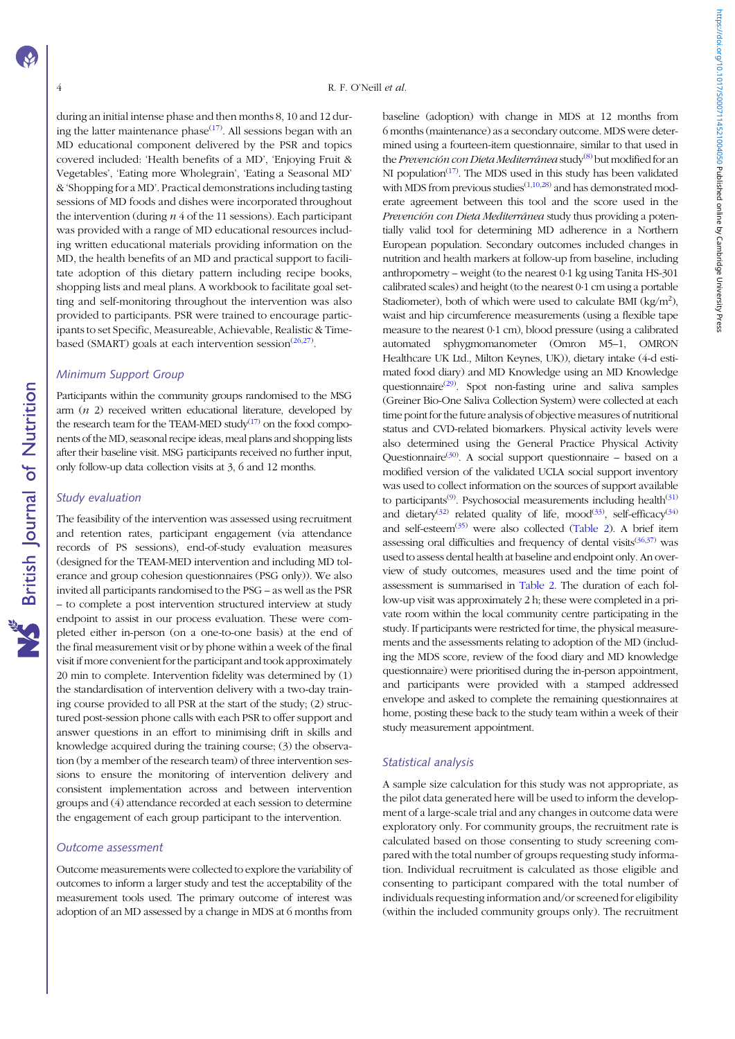during an initial intense phase and then months 8, 10 and 12 during the latter maintenance phase[17]. All sessions began with an MD educational component delivered by the PSR and topics covered included: 'Health benefits of a MD', 'Enjoying Fruit & Vegetables', 'Eating more Wholegrain', 'Eating a Seasonal MD' & 'Shopping for a MD'. Practical demonstrations including tasting sessions of MD foods and dishes were incorporated throughout the intervention (during *n* 4 of the 11 sessions). Each participant was provided with a range of MD educational resources including written educational materials providing information on the MD, the health benefits of an MD and practical support to facilitate adoption of this dietary pattern including recipe books, shopping lists and meal plans. A workbook to facilitate goal setting and self-monitoring throughout the intervention was also provided to participants. PSR were trained to encourage participants to set Specific, Measureable, Achievable, Realistic & Time-based (SMART) goals at each intervention session[26,27].

### Minimum Support Group

Participants within the community groups randomised to the MSG arm (*n* 2) received written educational literature, developed by the research team for the TEAM-MED study[17] on the food components of the MD, seasonal recipe ideas, meal plans and shopping lists after their baseline visit. MSG participants received no further input, only follow-up data collection visits at 3, 6 and 12 months.

### Study evaluation

The feasibility of the intervention was assessed using recruitment and retention rates, participant engagement (via attendance records of PS sessions), end-of-study evaluation measures (designed for the TEAM-MED intervention and including MD tolerance and group cohesion questionnaires (PSG only)). We also invited all participants randomised to the PSG – as well as the PSR – to complete a post intervention structured interview at study endpoint to assist in our process evaluation. These were completed either in-person (on a one-to-one basis) at the end of the final measurement visit or by phone within a week of the final visit if more convenient for the participant and took approximately 20 min to complete. Intervention fidelity was determined by (1) the standardisation of intervention delivery with a two-day training course provided to all PSR at the start of the study; (2) structured post-session phone calls with each PSR to offer support and answer questions in an effort to minimising drift in skills and knowledge acquired during the training course; (3) the observation (by a member of the research team) of three intervention sessions to ensure the monitoring of intervention delivery and consistent implementation across and between intervention groups and (4) attendance recorded at each session to determine the engagement of each group participant to the intervention.

### Outcome assessment

Outcome measurements were collected to explore the variability of outcomes to inform a larger study and test the acceptability of the measurement tools used. The primary outcome of interest was adoption of an MD assessed by a change in MDS at 6 months from baseline (adoption) with change in MDS at 12 months from 6 months (maintenance) as a secondary outcome. MDS were determined using a fourteen-item questionnaire, similar to that used in the *Prevención con Dieta Mediterránea* study[8] but modified for an NI population[17]. The MDS used in this study has been validated with MDS from previous studies[1,10,28] and has demonstrated moderate agreement between this tool and the score used in the *Prevención con Dieta Mediterránea* study thus providing a potentially valid tool for determining MD adherence in a Northern European population. Secondary outcomes included changes in nutrition and health markers at follow-up from baseline, including anthropometry – weight (to the nearest 0·1 kg using Tanita HS-301 calibrated scales) and height (to the nearest 0·1 cm using a portable Stadiometer), both of which were used to calculate BMI (kg/m$^2$), waist and hip circumference measurements (using a flexible tape measure to the nearest 0·1 cm), blood pressure (using a calibrated automated sphygmomanometer (Omron M5–1, OMRON Healthcare UK Ltd., Milton Keynes, UK)), dietary intake (4-d estimated food diary) and MD Knowledge using an MD Knowledge questionnaire[29]. Spot non-fasting urine and saliva samples (Greiner Bio-One Saliva Collection System) were collected at each time point for the future analysis of objective measures of nutritional status and CVD-related biomarkers. Physical activity levels were also determined using the General Practice Physical Activity Questionnaire[30]. A social support questionnaire – based on a modified version of the validated UCLA social support inventory was used to collect information on the sources of support available to participants[9]. Psychosocial measurements including health[31] and dietary[32] related quality of life, mood[33], self-efficacy[34] and self-esteem[35] were also collected (Table 2). A brief item assessing oral difficulties and frequency of dental visits[36,37] was used to assess dental health at baseline and endpoint only. An overview of study outcomes, measures used and the time point of assessment is summarised in Table 2. The duration of each follow-up visit was approximately 2 h; these were completed in a private room within the local community centre participating in the study. If participants were restricted for time, the physical measurements and the assessments relating to adoption of the MD (including the MDS score, review of the food diary and MD knowledge questionnaire) were prioritised during the in-person appointment, and participants were provided with a stamped addressed envelope and asked to complete the remaining questionnaires at home, posting these back to the study team within a week of their study measurement appointment.

### Statistical analysis

A sample size calculation for this study was not appropriate, as the pilot data generated here will be used to inform the development of a large-scale trial and any changes in outcome data were exploratory only. For community groups, the recruitment rate is calculated based on those consenting to study screening compared with the total number of groups requesting study information. Individual recruitment is calculated as those eligible and consenting to participant compared with the total number of individuals requesting information and/or screened for eligibility (within the included community groups only). The recruitment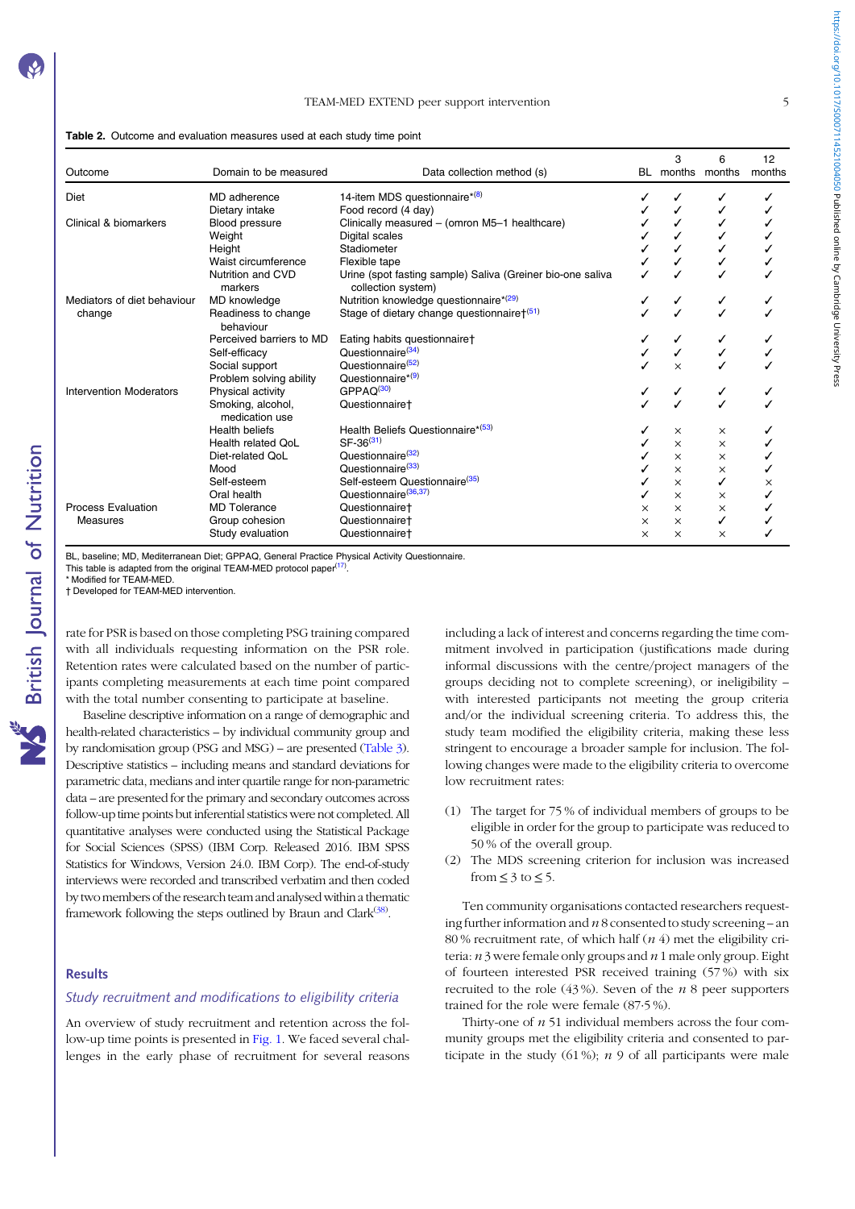**Table 2.** Outcome and evaluation measures used at each study time point

| Outcome | Domain to be measured | Data collection method (s) | BL | 3 months | 6 months | 12 months |
|---|---|---|---|---|---|---|
| Diet | MD adherence | 14-item MDS questionnaire*[8] | ✓ | ✓ | ✓ | ✓ |
| | Dietary intake | Food record (4 day) | ✓ | ✓ | ✓ | ✓ |
| Clinical & biomarkers | Blood pressure | Clinically measured – (omron M5–1 healthcare) | ✓ | ✓ | ✓ | ✓ |
| | Weight | Digital scales | ✓ | ✓ | ✓ | ✓ |
| | Height | Stadiometer | ✓ | ✓ | ✓ | ✓ |
| | Waist circumference | Flexible tape | ✓ | ✓ | ✓ | ✓ |
| | Nutrition and CVD markers | Urine (spot fasting sample) Saliva (Greiner bio-one saliva collection system) | ✓ | ✓ | ✓ | ✓ |
| Mediators of diet behaviour change | MD knowledge | Nutrition knowledge questionnaire*[29] | ✓ | ✓ | ✓ | ✓ |
| | Readiness to change behaviour | Stage of dietary change questionnaire†[51] | ✓ | ✓ | ✓ | ✓ |
| | Perceived barriers to MD | Eating habits questionnaire† | ✓ | ✓ | ✓ | ✓ |
| | Self-efficacy | Questionnaire[34] | ✓ | ✓ | ✓ | ✓ |
| | Social support | Questionnaire[52] | ✓ | × | ✓ | ✓ |
| | Problem solving ability | Questionnaire*[9] | | | | |
| Intervention Moderators | Physical activity | GPPAQ[30] | ✓ | ✓ | ✓ | ✓ |
| | Smoking, alcohol, medication use | Questionnaire† | ✓ | ✓ | ✓ | ✓ |
| | Health beliefs | Health Beliefs Questionnaire*[53] | ✓ | × | × | ✓ |
| | Health related QoL | SF-36[31] | ✓ | × | × | ✓ |
| | Diet-related QoL | Questionnaire[32] | ✓ | × | × | ✓ |
| | Mood | Questionnaire[33] | ✓ | × | × | ✓ |
| | Self-esteem | Self-esteem Questionnaire[35] | ✓ | × | ✓ | × |
| | Oral health | Questionnaire[36,37] | ✓ | × | × | ✓ |
| Process Evaluation Measures | MD Tolerance | Questionnaire† | × | × | × | ✓ |
| | Group cohesion | Questionnaire† | × | × | ✓ | ✓ |
| | Study evaluation | Questionnaire† | × | × | × | ✓ |

BL, baseline; MD, Mediterranean Diet; GPPAQ, General Practice Physical Activity Questionnaire.
This table is adapted from the original TEAM-MED protocol paper[17].
\* Modified for TEAM-MED.
† Developed for TEAM-MED intervention.

rate for PSR is based on those completing PSG training compared with all individuals requesting information on the PSR role. Retention rates were calculated based on the number of participants completing measurements at each time point compared with the total number consenting to participate at baseline.

Baseline descriptive information on a range of demographic and health-related characteristics – by individual community group and by randomisation group (PSG and MSG) – are presented (Table 3). Descriptive statistics – including means and standard deviations for parametric data, medians and inter quartile range for non-parametric data – are presented for the primary and secondary outcomes across follow-up time points but inferential statistics were not completed. All quantitative analyses were conducted using the Statistical Package for Social Sciences (SPSS) (IBM Corp. Released 2016. IBM SPSS Statistics for Windows, Version 24.0. IBM Corp). The end-of-study interviews were recorded and transcribed verbatim and then coded by two members of the research team and analysed within a thematic framework following the steps outlined by Braun and Clark[38].

## Results

### *Study recruitment and modifications to eligibility criteria*

An overview of study recruitment and retention across the follow-up time points is presented in Fig. 1. We faced several challenges in the early phase of recruitment for several reasons including a lack of interest and concerns regarding the time commitment involved in participation (justifications made during informal discussions with the centre/project managers of the groups deciding not to complete screening), or ineligibility – with interested participants not meeting the group criteria and/or the individual screening criteria. To address this, the study team modified the eligibility criteria, making these less stringent to encourage a broader sample for inclusion. The following changes were made to the eligibility criteria to overcome low recruitment rates:

(1) The target for 75 % of individual members of groups to be eligible in order for the group to participate was reduced to 50 % of the overall group.
(2) The MDS screening criterion for inclusion was increased from ≤ 3 to ≤ 5.

Ten community organisations contacted researchers requesting further information and *n* 8 consented to study screening – an 80 % recruitment rate, of which half (*n* 4) met the eligibility criteria: *n* 3 were female only groups and *n* 1 male only group. Eight of fourteen interested PSR received training (57 %) with six recruited to the role (43 %). Seven of the *n* 8 peer supporters trained for the role were female (87·5 %).

Thirty-one of *n* 51 individual members across the four community groups met the eligibility criteria and consented to participate in the study (61 %); *n* 9 of all participants were male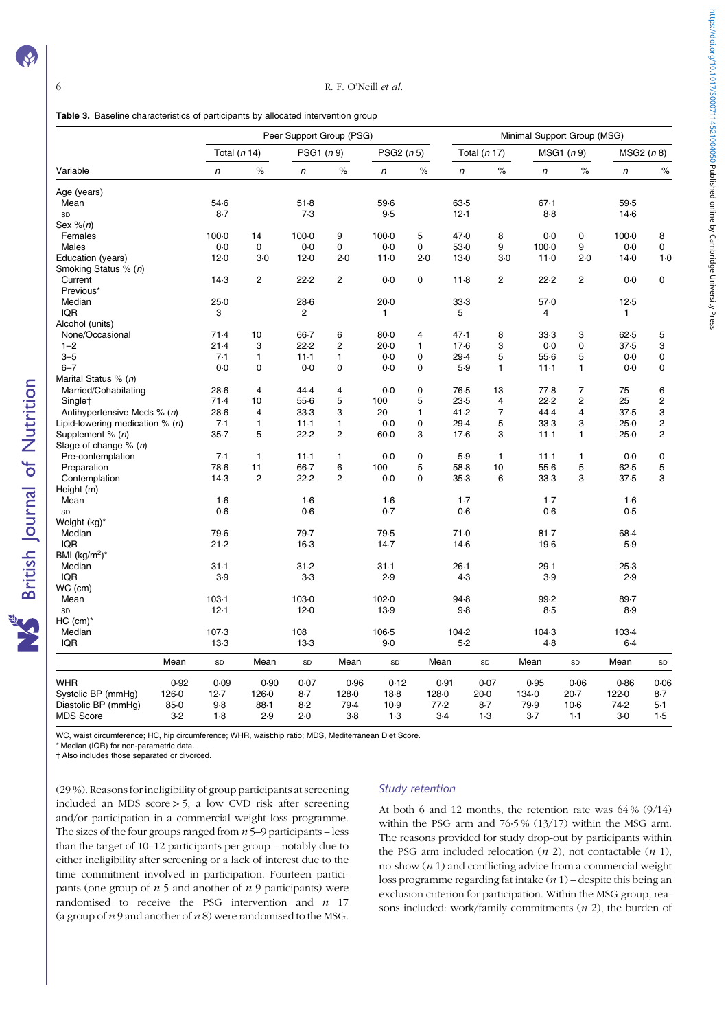**Table 3.** Baseline characteristics of participants by allocated intervention group

| | Peer Support Group (PSG) | | | | | | Minimal Support Group (MSG) | | | | | |
|---|---|---|---|---|---|---|---|---|---|---|---|---|
| | Total (*n* 14) | | PSG1 (*n* 9) | | PSG2 (*n* 5) | | Total (*n* 17) | | MSG1 (*n* 9) | | MSG2 (*n* 8) | |
| Variable | *n* | % | *n* | % | *n* | % | *n* | % | *n* | % | *n* | % |
| Age (years) | | | | | | | | | | | | |
| Mean | 54·6 | | 51·8 | | 59·6 | | 63·5 | | 67·1 | | 59·5 | |
| SD | 8·7 | | 7·3 | | 9·5 | | 12·1 | | 8·8 | | 14·6 | |
| Sex %(*n*) | | | | | | | | | | | | |
| Females | 100·0 | 14 | 100·0 | 9 | 100·0 | 5 | 47·0 | 8 | 0·0 | 0 | 100·0 | 8 |
| Males | 0·0 | 0 | 0·0 | 0 | 0·0 | 0 | 53·0 | 9 | 100·0 | 9 | 0·0 | 0 |
| Education (years) | 12·0 | 3·0 | 12·0 | 2·0 | 11·0 | 2·0 | 13·0 | 3·0 | 11·0 | 2·0 | 14·0 | 1·0 |
| Smoking Status % (*n*) | | | | | | | | | | | | |
| Current | 14·3 | 2 | 22·2 | 2 | 0·0 | 0 | 11·8 | 2 | 22·2 | 2 | 0·0 | 0 |
| Previous* | | | | | | | | | | | | |
| Median | 25·0 | | 28·6 | | 20·0 | | 33·3 | | 57·0 | | 12·5 | |
| IQR | 3 | | 2 | | 1 | | 5 | | 4 | | 1 | |
| Alcohol (units) | | | | | | | | | | | | |
| None/Occasional | 71·4 | 10 | 66·7 | 6 | 80·0 | 4 | 47·1 | 8 | 33·3 | 3 | 62·5 | 5 |
| 1–2 | 21·4 | 3 | 22·2 | 2 | 20·0 | 1 | 17·6 | 3 | 0·0 | 0 | 37·5 | 3 |
| 3–5 | 7·1 | 1 | 11·1 | 1 | 0·0 | 0 | 29·4 | 5 | 55·6 | 5 | 0·0 | 0 |
| 6–7 | 0·0 | 0 | 0·0 | 0 | 0·0 | 0 | 5·9 | 1 | 11·1 | 1 | 0·0 | 0 |
| Marital Status % (*n*) | | | | | | | | | | | | |
| Married/Cohabitating | 28·6 | 4 | 44·4 | 4 | 0·0 | 0 | 76·5 | 13 | 77·8 | 7 | 75 | 6 |
| Single† | 71·4 | 10 | 55·6 | 5 | 100 | 5 | 23·5 | 4 | 22·2 | 2 | 25 | 2 |
| Antihypertensive Meds % (*n*) | 28·6 | 4 | 33·3 | 3 | 20 | 1 | 41·2 | 7 | 44·4 | 4 | 37·5 | 3 |
| Lipid-lowering medication % (*n*) | 7·1 | 1 | 11·1 | 1 | 0·0 | 0 | 29·4 | 5 | 33·3 | 3 | 25·0 | 2 |
| Supplement % (*n*) | 35·7 | 5 | 22·2 | 2 | 60·0 | 3 | 17·6 | 3 | 11·1 | 1 | 25·0 | 2 |
| Stage of change % (*n*) | | | | | | | | | | | | |
| Pre-contemplation | 7·1 | 1 | 11·1 | 1 | 0·0 | 0 | 5·9 | 1 | 11·1 | 1 | 0·0 | 0 |
| Preparation | 78·6 | 11 | 66·7 | 6 | 100 | 5 | 58·8 | 10 | 55·6 | 5 | 62·5 | 5 |
| Contemplation | 14·3 | 2 | 22·2 | 2 | 0·0 | 0 | 35·3 | 6 | 33·3 | 3 | 37·5 | 3 |
| Height (m) | | | | | | | | | | | | |
| Mean | 1·6 | | 1·6 | | 1·6 | | 1·7 | | 1·7 | | 1·6 | |
| SD | 0·6 | | 0·6 | | 0·7 | | 0·6 | | 0·6 | | 0·5 | |
| Weight (kg)* | | | | | | | | | | | | |
| Median | 79·6 | | 79·7 | | 79·5 | | 71·0 | | 81·7 | | 68·4 | |
| IQR | 21·2 | | 16·3 | | 14·7 | | 14·6 | | 19·6 | | 5·9 | |
| BMI (kg/m$^2$)* | | | | | | | | | | | | |
| Median | 31·1 | | 31·2 | | 31·1 | | 26·1 | | 29·1 | | 25·3 | |
| IQR | 3·9 | | 3·3 | | 2·9 | | 4·3 | | 3·9 | | 2·9 | |
| WC (cm) | | | | | | | | | | | | |
| Mean | 103·1 | | 103·0 | | 102·0 | | 94·8 | | 99·2 | | 89·7 | |
| SD | 12·1 | | 12·0 | | 13·9 | | 9·8 | | 8·5 | | 8·9 | |
| HC (cm)* | | | | | | | | | | | | |
| Median | 107·3 | | 108 | | 106·5 | | 104·2 | | 104·3 | | 103·4 | |
| IQR | 13·3 | | 13·3 | | 9·0 | | 5·2 | | 4·8 | | 6·4 | |
| | Mean | SD | Mean | SD | Mean | SD | Mean | SD | Mean | SD | Mean | SD |
| WHR | 0·92 | 0·09 | 0·90 | 0·07 | 0·96 | 0·12 | 0·91 | 0·07 | 0·95 | 0·06 | 0·86 | 0·06 |
| Systolic BP (mmHg) | 126·0 | 12·7 | 126·0 | 8·7 | 128·0 | 18·8 | 128·0 | 20·0 | 134·0 | 20·7 | 122·0 | 8·7 |
| Diastolic BP (mmHg) | 85·0 | 9·8 | 88·1 | 8·2 | 79·4 | 10·9 | 77·2 | 8·7 | 79·9 | 10·6 | 74·2 | 5·1 |
| MDS Score | 3·2 | 1·8 | 2·9 | 2·0 | 3·8 | 1·3 | 3·4 | 1·3 | 3·7 | 1·1 | 3·0 | 1·5 |

WC, waist circumference; HC, hip circumference; WHR, waist:hip ratio; MDS, Mediterranean Diet Score.
* Median (IQR) for non-parametric data.
† Also includes those separated or divorced.

(29 %). Reasons for ineligibility of group participants at screening included an MDS score > 5, a low CVD risk after screening and/or participation in a commercial weight loss programme. The sizes of the four groups ranged from *n* 5–9 participants – less than the target of 10–12 participants per group – notably due to either ineligibility after screening or a lack of interest due to the time commitment involved in participation. Fourteen participants (one group of *n* 5 and another of *n* 9 participants) were randomised to receive the PSG intervention and *n* 17 (a group of *n* 9 and another of *n* 8) were randomised to the MSG.

### Study retention

At both 6 and 12 months, the retention rate was 64 % (9/14) within the PSG arm and 76·5 % (13/17) within the MSG arm. The reasons provided for study drop-out by participants within the PSG arm included relocation (*n* 2), not contactable (*n* 1), no-show (*n* 1) and conflicting advice from a commercial weight loss programme regarding fat intake (*n* 1) – despite this being an exclusion criterion for participation. Within the MSG group, reasons included: work/family commitments (*n* 2), the burden of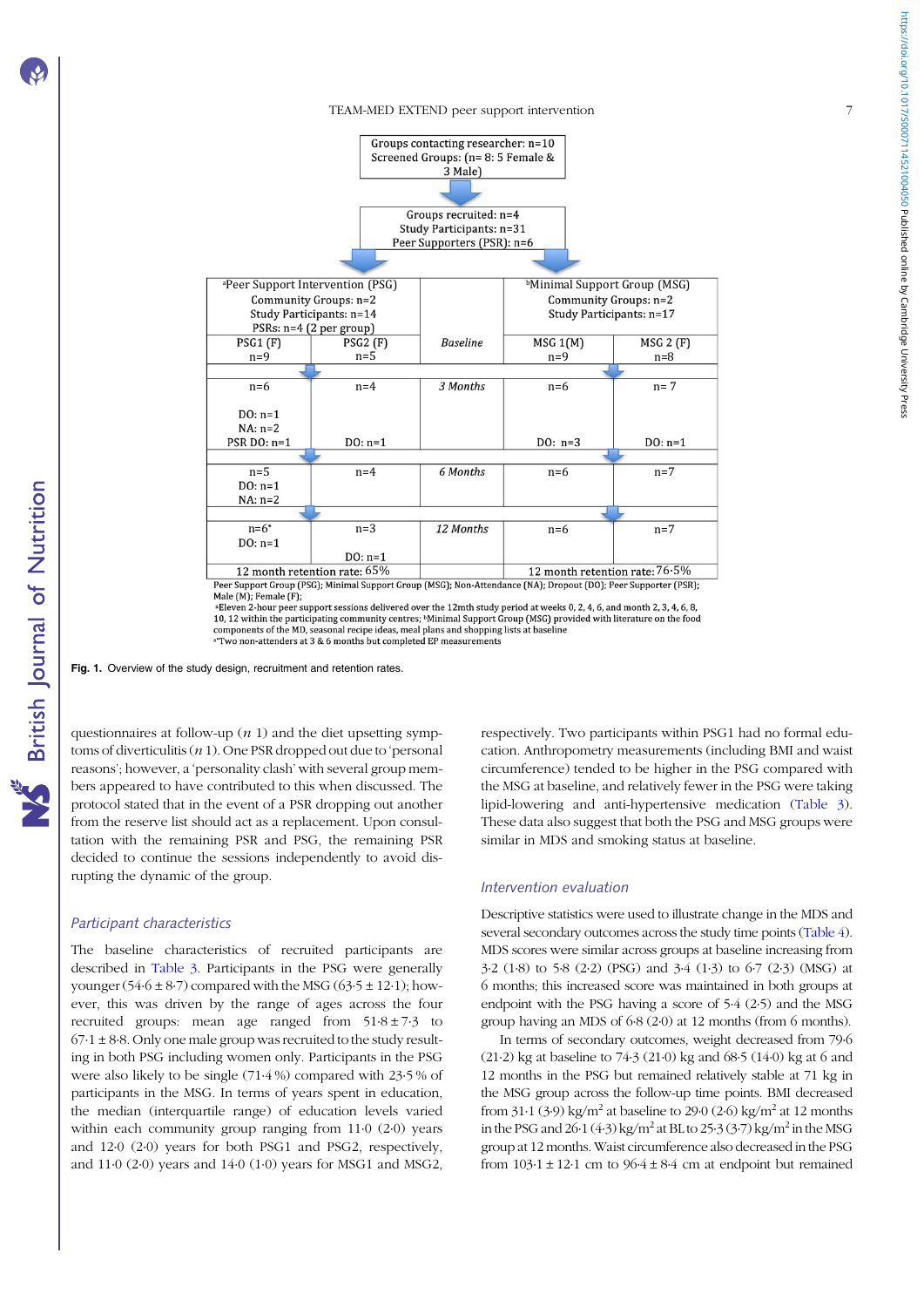| Groups contacting researcher: n=10 Screened Groups: (n= 8: 5 Female & 3 Male) | | | | |
|---|---|---|---|---|
| Groups recruited: n=4 Study Participants: n=31 Peer Supporters (PSR): n=6 | | | | |
| [a]Peer Support Intervention (PSG) Community Groups: n=2 Study Participants: n=14 PSRs: n=4 (2 per group) | | | [b]Minimal Support Group (MSG) Community Groups: n=2 Study Participants: n=17 | |
| PSG1 (F) n=9 | PSG2 (F) n=5 | *Baseline* | MSG 1(M) n=9 | MSG 2 (F) n=8 |
| n=6 DO: n=1 NA: n=2 PSR DO: n=1 | n=4 DO: n=1 | *3 Months* | n=6 DO: n=3 | n= 7 DO: n=1 |
| n=5 DO: n=1 NA: n=2 | n=4 | *6 Months* | n=6 | n=7 |
| n=6* DO: n=1 | n=3 DO: n=1 | *12 Months* | n=6 | n=7 |
| 12 month retention rate: 65% | | | 12 month retention rate: 76·5% | |

Peer Support Group (PSG); Minimal Support Group (MSG); Non-Attendance (NA); Dropout (DO); Peer Supporter (PSR); Male (M); Female (F);
[a]Eleven 2-hour peer support sessions delivered over the 12mth study period at weeks 0, 2, 4, 6, and month 2, 3, 4, 6, 8, 10, 12 within the participating community centres; [b]Minimal Support Group (MSG) provided with literature on the food components of the MD, seasonal recipe ideas, meal plans and shopping lists at baseline
*Two non-attenders at 3 & 6 months but completed EP measurements

**Fig. 1.** Overview of the study design, recruitment and retention rates.

questionnaires at follow-up ($n$ 1) and the diet upsetting symptoms of diverticulitis ($n$ 1). One PSR dropped out due to 'personal reasons'; however, a 'personality clash' with several group members appeared to have contributed to this when discussed. The protocol stated that in the event of a PSR dropping out another from the reserve list should act as a replacement. Upon consultation with the remaining PSR and PSG, the remaining PSR decided to continue the sessions independently to avoid disrupting the dynamic of the group.

### *Participant characteristics*

The baseline characteristics of recruited participants are described in Table 3. Participants in the PSG were generally younger (54·6 ± 8·7) compared with the MSG (63·5 ± 12·1); however, this was driven by the range of ages across the four recruited groups: mean age ranged from 51·8 ± 7·3 to 67·1 ± 8·8. Only one male group was recruited to the study resulting in both PSG including women only. Participants in the PSG were also likely to be single (71·4 %) compared with 23·5 % of participants in the MSG. In terms of years spent in education, the median (interquartile range) of education levels varied within each community group ranging from 11·0 (2·0) years and 12·0 (2·0) years for both PSG1 and PSG2, respectively, and 11·0 (2·0) years and 14·0 (1·0) years for MSG1 and MSG2, respectively. Two participants within PSG1 had no formal education. Anthropometry measurements (including BMI and waist circumference) tended to be higher in the PSG compared with the MSG at baseline, and relatively fewer in the PSG were taking lipid-lowering and anti-hypertensive medication (Table 3). These data also suggest that both the PSG and MSG groups were similar in MDS and smoking status at baseline.

### *Intervention evaluation*

Descriptive statistics were used to illustrate change in the MDS and several secondary outcomes across the study time points (Table 4). MDS scores were similar across groups at baseline increasing from 3·2 (1·8) to 5·8 (2·2) (PSG) and 3·4 (1·3) to 6·7 (2·3) (MSG) at 6 months; this increased score was maintained in both groups at endpoint with the PSG having a score of 5·4 (2·5) and the MSG group having an MDS of 6·8 (2·0) at 12 months (from 6 months).

In terms of secondary outcomes, weight decreased from 79·6 (21·2) kg at baseline to 74·3 (21·0) kg and 68·5 (14·0) kg at 6 and 12 months in the PSG but remained relatively stable at 71 kg in the MSG group across the follow-up time points. BMI decreased from 31·1 (3·9) kg/m$^2$ at baseline to 29·0 (2·6) kg/m$^2$ at 12 months in the PSG and 26·1 (4·3) kg/m$^2$ at BL to 25·3 (3·7) kg/m$^2$ in the MSG group at 12 months. Waist circumference also decreased in the PSG from 103·1 ± 12·1 cm to 96·4 ± 8·4 cm at endpoint but remained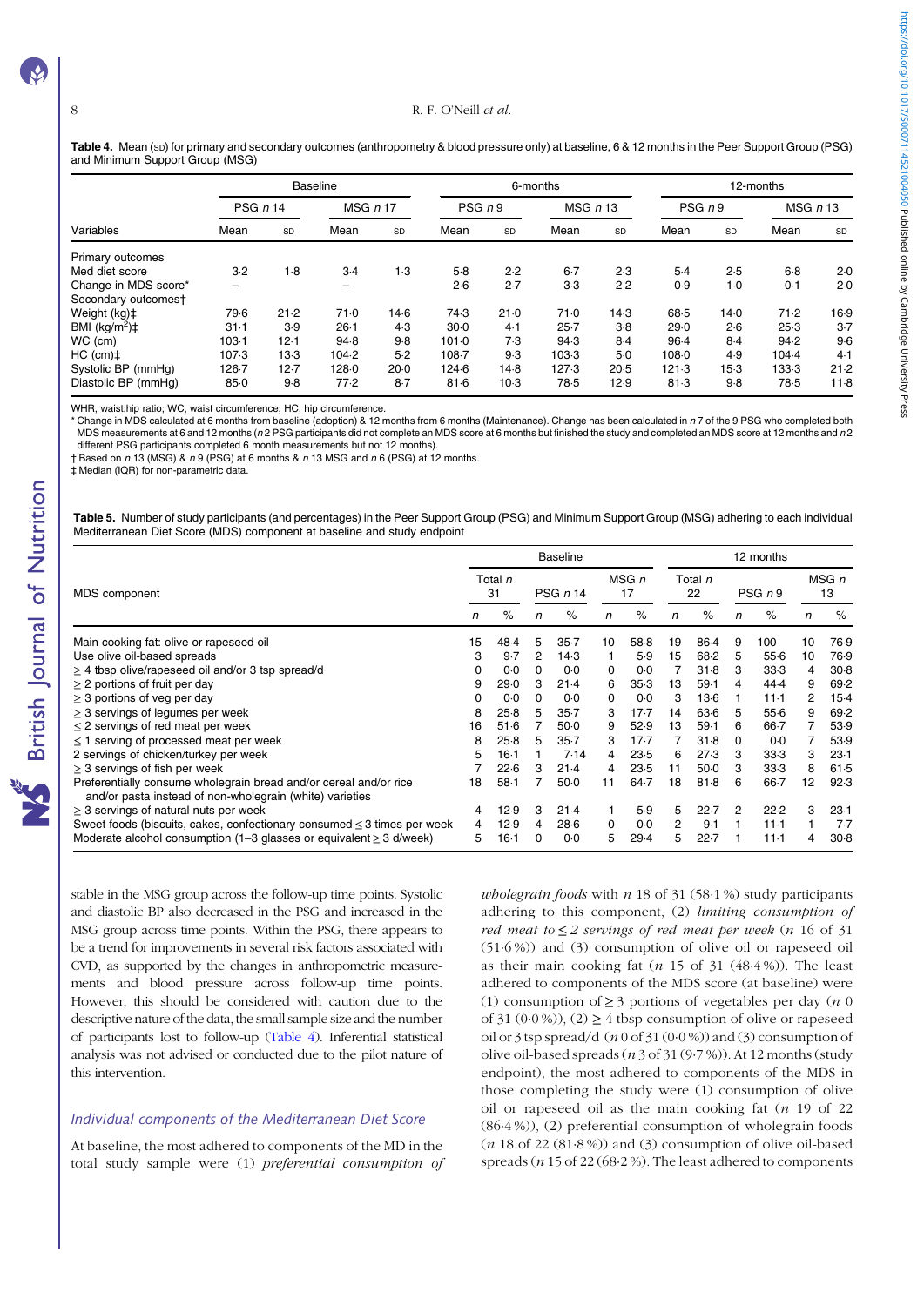**Table 4.** Mean (SD) for primary and secondary outcomes (anthropometry & blood pressure only) at baseline, 6 & 12 months in the Peer Support Group (PSG) and Minimum Support Group (MSG)

| | Baseline | | | | 6-months | | | | 12-months | | | |
|---|---|---|---|---|---|---|---|---|---|---|---|---|
| | PSG *n* 14 | | MSG *n* 17 | | PSG *n* 9 | | MSG *n* 13 | | PSG *n* 9 | | MSG *n* 13 | |
| Variables | Mean | SD | Mean | SD | Mean | SD | Mean | SD | Mean | SD | Mean | SD |
| Primary outcomes | | | | | | | | | | | | |
| Med diet score | 3·2 | 1·8 | 3·4 | 1·3 | 5·8 | 2·2 | 6·7 | 2·3 | 5·4 | 2·5 | 6·8 | 2·0 |
| Change in MDS score* | – | | – | | 2·6 | 2·7 | 3·3 | 2·2 | 0·9 | 1·0 | 0·1 | 2·0 |
| Secondary outcomes† | | | | | | | | | | | | |
| Weight (kg)‡ | 79·6 | 21·2 | 71·0 | 14·6 | 74·3 | 21·0 | 71·0 | 14·3 | 68·5 | 14·0 | 71·2 | 16·9 |
| BMI (kg/m$^2$)‡ | 31·1 | 3·9 | 26·1 | 4·3 | 30·0 | 4·1 | 25·7 | 3·8 | 29·0 | 2·6 | 25·3 | 3·7 |
| WC (cm) | 103·1 | 12·1 | 94·8 | 9·8 | 101·0 | 7·3 | 94·3 | 8·4 | 96·4 | 8·4 | 94·2 | 9·6 |
| HC (cm)‡ | 107·3 | 13·3 | 104·2 | 5·2 | 108·7 | 9·3 | 103·3 | 5·0 | 108·0 | 4·9 | 104·4 | 4·1 |
| Systolic BP (mmHg) | 126·7 | 12·7 | 128·0 | 20·0 | 124·6 | 14·8 | 127·3 | 20·5 | 121·3 | 15·3 | 133·3 | 21·2 |
| Diastolic BP (mmHg) | 85·0 | 9·8 | 77·2 | 8·7 | 81·6 | 10·3 | 78·5 | 12·9 | 81·3 | 9·8 | 78·5 | 11·8 |

WHR, waist:hip ratio; WC, waist circumference; HC, hip circumference.
\* Change in MDS calculated at 6 months from baseline (adoption) & 12 months from 6 months (Maintenance). Change has been calculated in *n* 7 of the 9 PSG who completed both MDS measurements at 6 and 12 months (*n* 2 PSG participants did not complete an MDS score at 6 months but finished the study and completed an MDS score at 12 months and *n* 2 different PSG participants completed 6 month measurements but not 12 months).
† Based on *n* 13 (MSG) & *n* 9 (PSG) at 6 months & *n* 13 MSG and *n* 6 (PSG) at 12 months.
‡ Median (IQR) for non-parametric data.

**Table 5.** Number of study participants (and percentages) in the Peer Support Group (PSG) and Minimum Support Group (MSG) adhering to each individual Mediterranean Diet Score (MDS) component at baseline and study endpoint

| | Baseline | | | | | | 12 months | | | | | |
|---|---|---|---|---|---|---|---|---|---|---|---|---|
| MDS component | Total *n* 31 | | PSG *n* 14 | | MSG *n* 17 | | Total *n* 22 | | PSG *n* 9 | | MSG *n* 13 | |
| | *n* | % | *n* | % | *n* | % | *n* | % | *n* | % | *n* | % |
| Main cooking fat: olive or rapeseed oil | 15 | 48·4 | 5 | 35·7 | 10 | 58·8 | 19 | 86·4 | 9 | 100 | 10 | 76·9 |
| Use olive oil-based spreads | 3 | 9·7 | 2 | 14·3 | 1 | 5·9 | 15 | 68·2 | 5 | 55·6 | 10 | 76·9 |
| ≥ 4 tbsp olive/rapeseed oil and/or 3 tsp spread/d | 0 | 0·0 | 0 | 0·0 | 0 | 0·0 | 7 | 31·8 | 3 | 33·3 | 4 | 30·8 |
| ≥ 2 portions of fruit per day | 9 | 29·0 | 3 | 21·4 | 6 | 35·3 | 13 | 59·1 | 4 | 44·4 | 9 | 69·2 |
| ≥ 3 portions of veg per day | 0 | 0·0 | 0 | 0·0 | 0 | 0·0 | 3 | 13·6 | 1 | 11·1 | 2 | 15·4 |
| ≥ 3 servings of legumes per week | 8 | 25·8 | 5 | 35·7 | 3 | 17·7 | 14 | 63·6 | 5 | 55·6 | 9 | 69·2 |
| ≤ 2 servings of red meat per week | 16 | 51·6 | 7 | 50·0 | 9 | 52·9 | 13 | 59·1 | 6 | 66·7 | 7 | 53·9 |
| ≤ 1 serving of processed meat per week | 8 | 25·8 | 5 | 35·7 | 3 | 17·7 | 7 | 31·8 | 0 | 0·0 | 7 | 53·9 |
| 2 servings of chicken/turkey per week | 5 | 16·1 | 1 | 7·14 | 4 | 23·5 | 6 | 27·3 | 3 | 33·3 | 3 | 23·1 |
| ≥ 3 servings of fish per week | 7 | 22·6 | 3 | 21·4 | 4 | 23·5 | 11 | 50·0 | 3 | 33·3 | 8 | 61·5 |
| Preferentially consume wholegrain bread and/or cereal and/or rice and/or pasta instead of non-wholegrain (white) varieties | 18 | 58·1 | 7 | 50·0 | 11 | 64·7 | 18 | 81·8 | 6 | 66·7 | 12 | 92·3 |
| ≥ 3 servings of natural nuts per week | 4 | 12·9 | 3 | 21·4 | 1 | 5·9 | 5 | 22·7 | 2 | 22·2 | 3 | 23·1 |
| Sweet foods (biscuits, cakes, confectionary consumed ≤ 3 times per week | 4 | 12·9 | 4 | 28·6 | 0 | 0·0 | 2 | 9·1 | 1 | 11·1 | 1 | 7·7 |
| Moderate alcohol consumption (1–3 glasses or equivalent ≥ 3 d/week) | 5 | 16·1 | 0 | 0·0 | 5 | 29·4 | 5 | 22·7 | 1 | 11·1 | 4 | 30·8 |

stable in the MSG group across the follow-up time points. Systolic and diastolic BP also decreased in the PSG and increased in the MSG group across time points. Within the PSG, there appears to be a trend for improvements in several risk factors associated with CVD, as supported by the changes in anthropometric measurements and blood pressure across follow-up time points. However, this should be considered with caution due to the descriptive nature of the data, the small sample size and the number of participants lost to follow-up (Table 4). Inferential statistical analysis was not advised or conducted due to the pilot nature of this intervention.

### *Individual components of the Mediterranean Diet Score*

At baseline, the most adhered to components of the MD in the total study sample were (1) *preferential consumption of wholegrain foods* with *n* 18 of 31 (58·1 %) study participants adhering to this component, (2) *limiting consumption of red meat to ≤ 2 servings of red meat per week* (*n* 16 of 31 (51·6 %)) and (3) consumption of olive oil or rapeseed oil as their main cooking fat (*n* 15 of 31 (48·4 %)). The least adhered to components of the MDS score (at baseline) were (1) consumption of ≥ 3 portions of vegetables per day (*n* 0 of 31 (0·0 %)), (2) ≥ 4 tbsp consumption of olive or rapeseed oil or 3 tsp spread/d (*n* 0 of 31 (0·0 %)) and (3) consumption of olive oil-based spreads (*n* 3 of 31 (9·7 %)). At 12 months (study endpoint), the most adhered to components of the MDS in those completing the study were (1) consumption of olive oil or rapeseed oil as the main cooking fat (*n* 19 of 22 (86·4 %)), (2) preferential consumption of wholegrain foods (*n* 18 of 22 (81·8 %)) and (3) consumption of olive oil-based spreads (*n* 15 of 22 (68·2 %). The least adhered to components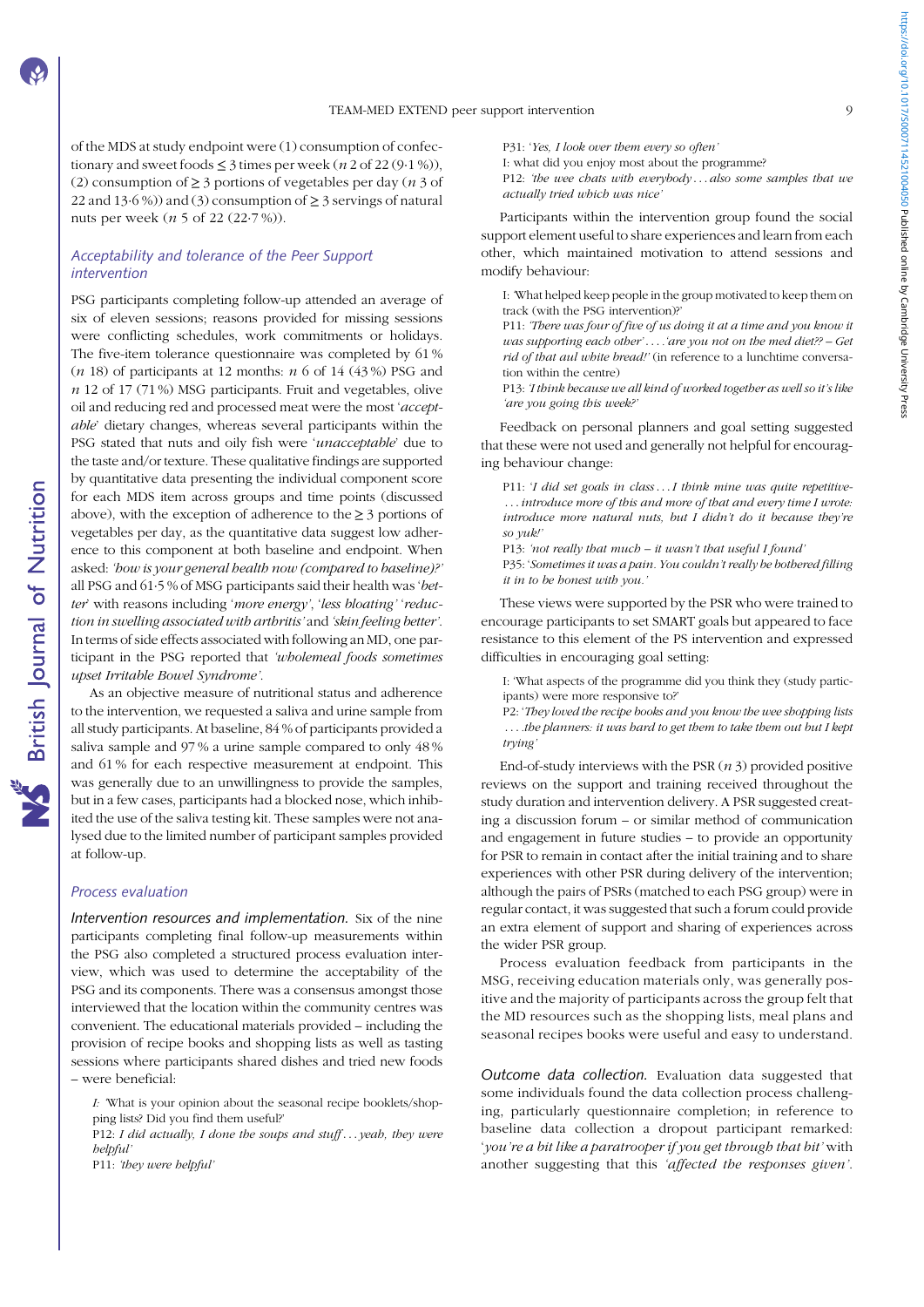of the MDS at study endpoint were (1) consumption of confectionary and sweet foods ≤ 3 times per week (*n* 2 of 22 (9·1 %)), (2) consumption of ≥ 3 portions of vegetables per day (*n* 3 of 22 and 13·6 %)) and (3) consumption of ≥ 3 servings of natural nuts per week (*n* 5 of 22 (22·7 %)).

### Acceptability and tolerance of the Peer Support intervention

PSG participants completing follow-up attended an average of six of eleven sessions; reasons provided for missing sessions were conflicting schedules, work commitments or holidays. The five-item tolerance questionnaire was completed by 61 % (*n* 18) of participants at 12 months: *n* 6 of 14 (43 %) PSG and *n* 12 of 17 (71 %) MSG participants. Fruit and vegetables, olive oil and reducing red and processed meat were the most '*acceptable*' dietary changes, whereas several participants within the PSG stated that nuts and oily fish were '*unacceptable*' due to the taste and/or texture. These qualitative findings are supported by quantitative data presenting the individual component score for each MDS item across groups and time points (discussed above), with the exception of adherence to the ≥ 3 portions of vegetables per day, as the quantitative data suggest low adherence to this component at both baseline and endpoint. When asked: *'how is your general health now (compared to baseline)?'* all PSG and 61·5 % of MSG participants said their health was '*better*' with reasons including '*more energy*', '*less bloating*' '*reduction in swelling associated with arthritis*' and '*skin feeling better*'. In terms of side effects associated with following an MD, one participant in the PSG reported that *'wholemeal foods sometimes upset Irritable Bowel Syndrome'*.

As an objective measure of nutritional status and adherence to the intervention, we requested a saliva and urine sample from all study participants. At baseline, 84 % of participants provided a saliva sample and 97 % a urine sample compared to only 48 % and 61 % for each respective measurement at endpoint. This was generally due to an unwillingness to provide the samples, but in a few cases, participants had a blocked nose, which inhibited the use of the saliva testing kit. These samples were not analysed due to the limited number of participant samples provided at follow-up.

### Process evaluation

*Intervention resources and implementation.* Six of the nine participants completing final follow-up measurements within the PSG also completed a structured process evaluation interview, which was used to determine the acceptability of the PSG and its components. There was a consensus amongst those interviewed that the location within the community centres was convenient. The educational materials provided – including the provision of recipe books and shopping lists as well as tasting sessions where participants shared dishes and tried new foods – were beneficial:

> *I: 'What is your opinion about the seasonal recipe booklets/shopping lists? Did you find them useful?'*
> P12: *I did actually, I done the soups and stuff'* . . . *yeah, they were helpful'*
> P11: *'they were helpful'*
> P31: *'Yes, I look over them every so often'*
> I: what did you enjoy most about the programme?
> P12: *'the wee chats with everybody . . . also some samples that we actually tried which was nice'*

Participants within the intervention group found the social support element useful to share experiences and learn from each other, which maintained motivation to attend sessions and modify behaviour:

> I: 'What helped keep people in the group motivated to keep them on track (with the PSG intervention)?'
> P11: *'There was four of five of us doing it at a time and you know it was supporting each other' . . . . 'are you not on the med diet?? – Get rid of that aul white bread!'* (in reference to a lunchtime conversation within the centre)
> P13: *'I think because we all kind of worked together as well so it's like 'are you going this week?'*

Feedback on personal planners and goal setting suggested that these were not used and generally not helpful for encouraging behaviour change:

> P11: *'I did set goals in class . . . I think mine was quite repetitive- . . . introduce more of this and more of that and every time I wrote: introduce more natural nuts, but I didn't do it because they're so yuk!'*
> P13: *'not really that much – it wasn't that useful I found'*
> P35: *'Sometimes it was a pain. You couldn't really be bothered filling it in to be honest with you.'*

These views were supported by the PSR who were trained to encourage participants to set SMART goals but appeared to face resistance to this element of the PS intervention and expressed difficulties in encouraging goal setting:

> I: 'What aspects of the programme did you think they (study participants) were more responsive to?'
> P2: *'They loved the recipe books and you know the wee shopping lists . . . .the planners: it was hard to get them to take them out but I kept trying'*

End-of-study interviews with the PSR (*n* 3) provided positive reviews on the support and training received throughout the study duration and intervention delivery. A PSR suggested creating a discussion forum – or similar method of communication and engagement in future studies – to provide an opportunity for PSR to remain in contact after the initial training and to share experiences with other PSR during delivery of the intervention; although the pairs of PSRs (matched to each PSG group) were in regular contact, it was suggested that such a forum could provide an extra element of support and sharing of experiences across the wider PSR group.

Process evaluation feedback from participants in the MSG, receiving education materials only, was generally positive and the majority of participants across the group felt that the MD resources such as the shopping lists, meal plans and seasonal recipes books were useful and easy to understand.

*Outcome data collection.* Evaluation data suggested that some individuals found the data collection process challenging, particularly questionnaire completion; in reference to baseline data collection a dropout participant remarked: '*you're a bit like a paratrooper if you get through that bit'* with another suggesting that this *'affected the responses given'*.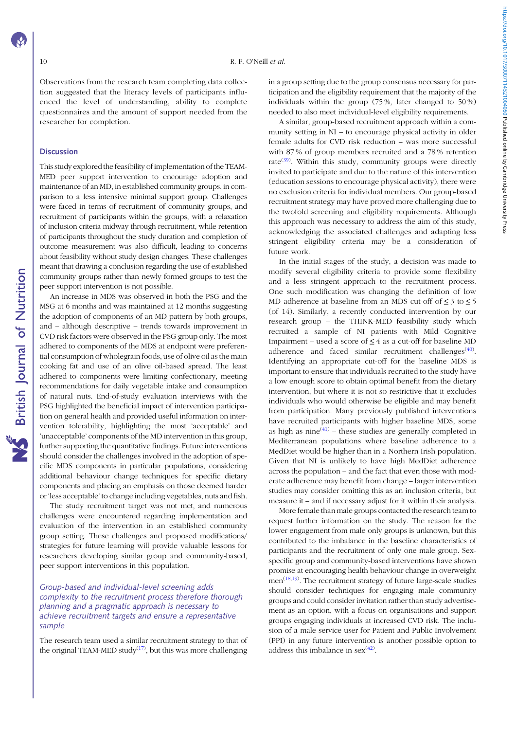Observations from the research team completing data collection suggested that the literacy levels of participants influenced the level of understanding, ability to complete questionnaires and the amount of support needed from the researcher for completion.

## Discussion

This study explored the feasibility of implementation of the TEAM-MED peer support intervention to encourage adoption and maintenance of an MD, in established community groups, in comparison to a less intensive minimal support group. Challenges were faced in terms of recruitment of community groups, and recruitment of participants within the groups, with a relaxation of inclusion criteria midway through recruitment, while retention of participants throughout the study duration and completion of outcome measurement was also difficult, leading to concerns about feasibility without study design changes. These challenges meant that drawing a conclusion regarding the use of established community groups rather than newly formed groups to test the peer support intervention is not possible.

An increase in MDS was observed in both the PSG and the MSG at 6 months and was maintained at 12 months suggesting the adoption of components of an MD pattern by both groups, and – although descriptive – trends towards improvement in CVD risk factors were observed in the PSG group only. The most adhered to components of the MDS at endpoint were preferential consumption of wholegrain foods, use of olive oil as the main cooking fat and use of an olive oil-based spread. The least adhered to components were limiting confectionary, meeting recommendations for daily vegetable intake and consumption of natural nuts. End-of-study evaluation interviews with the PSG highlighted the beneficial impact of intervention participation on general health and provided useful information on intervention tolerability, highlighting the most 'acceptable' and 'unacceptable' components of the MD intervention in this group, further supporting the quantitative findings. Future interventions should consider the challenges involved in the adoption of specific MDS components in particular populations, considering additional behaviour change techniques for specific dietary components and placing an emphasis on those deemed harder or 'less acceptable' to change including vegetables, nuts and fish.

The study recruitment target was not met, and numerous challenges were encountered regarding implementation and evaluation of the intervention in an established community group setting. These challenges and proposed modifications/strategies for future learning will provide valuable lessons for researchers developing similar group and community-based, peer support interventions in this population.

### *Group-based and individual-level screening adds complexity to the recruitment process therefore thorough planning and a pragmatic approach is necessary to achieve recruitment targets and ensure a representative sample*

The research team used a similar recruitment strategy to that of the original TEAM-MED study[17], but this was more challenging in a group setting due to the group consensus necessary for participation and the eligibility requirement that the majority of the individuals within the group (75 %, later changed to 50 %) needed to also meet individual-level eligibility requirements.

A similar, group-based recruitment approach within a community setting in NI – to encourage physical activity in older female adults for CVD risk reduction – was more successful with 87 % of group members recruited and a 78 % retention rate[39]. Within this study, community groups were directly invited to participate and due to the nature of this intervention (education sessions to encourage physical activity), there were no exclusion criteria for individual members. Our group-based recruitment strategy may have proved more challenging due to the twofold screening and eligibility requirements. Although this approach was necessary to address the aim of this study, acknowledging the associated challenges and adapting less stringent eligibility criteria may be a consideration of future work.

In the initial stages of the study, a decision was made to modify several eligibility criteria to provide some flexibility and a less stringent approach to the recruitment process. One such modification was changing the definition of low MD adherence at baseline from an MDS cut-off of $\leq 3$ to $\leq 5$ (of 14). Similarly, a recently conducted intervention by our research group – the THINK-MED feasibility study which recruited a sample of NI patients with Mild Cognitive Impairment – used a score of $\leq 4$ as a cut-off for baseline MD adherence and faced similar recruitment challenges[40]. Identifying an appropriate cut-off for the baseline MDS is important to ensure that individuals recruited to the study have a low enough score to obtain optimal benefit from the dietary intervention, but where it is not so restrictive that it excludes individuals who would otherwise be eligible and may benefit from participation. Many previously published interventions have recruited participants with higher baseline MDS, some as high as nine[41] – these studies are generally completed in Mediterranean populations where baseline adherence to a MedDiet would be higher than in a Northern Irish population. Given that NI is unlikely to have high MedDiet adherence across the population – and the fact that even those with moderate adherence may benefit from change – larger intervention studies may consider omitting this as an inclusion criteria, but measure it – and if necessary adjust for it within their analysis.

More female than male groups contacted the research team to request further information on the study. The reason for the lower engagement from male only groups is unknown, but this contributed to the imbalance in the baseline characteristics of participants and the recruitment of only one male group. Sex-specific group and community-based interventions have shown promise at encouraging health behaviour change in overweight men[18,19]. The recruitment strategy of future large-scale studies should consider techniques for engaging male community groups and could consider invitation rather than study advertisement as an option, with a focus on organisations and support groups engaging individuals at increased CVD risk. The inclusion of a male service user for Patient and Public Involvement (PPI) in any future intervention is another possible option to address this imbalance in sex[42].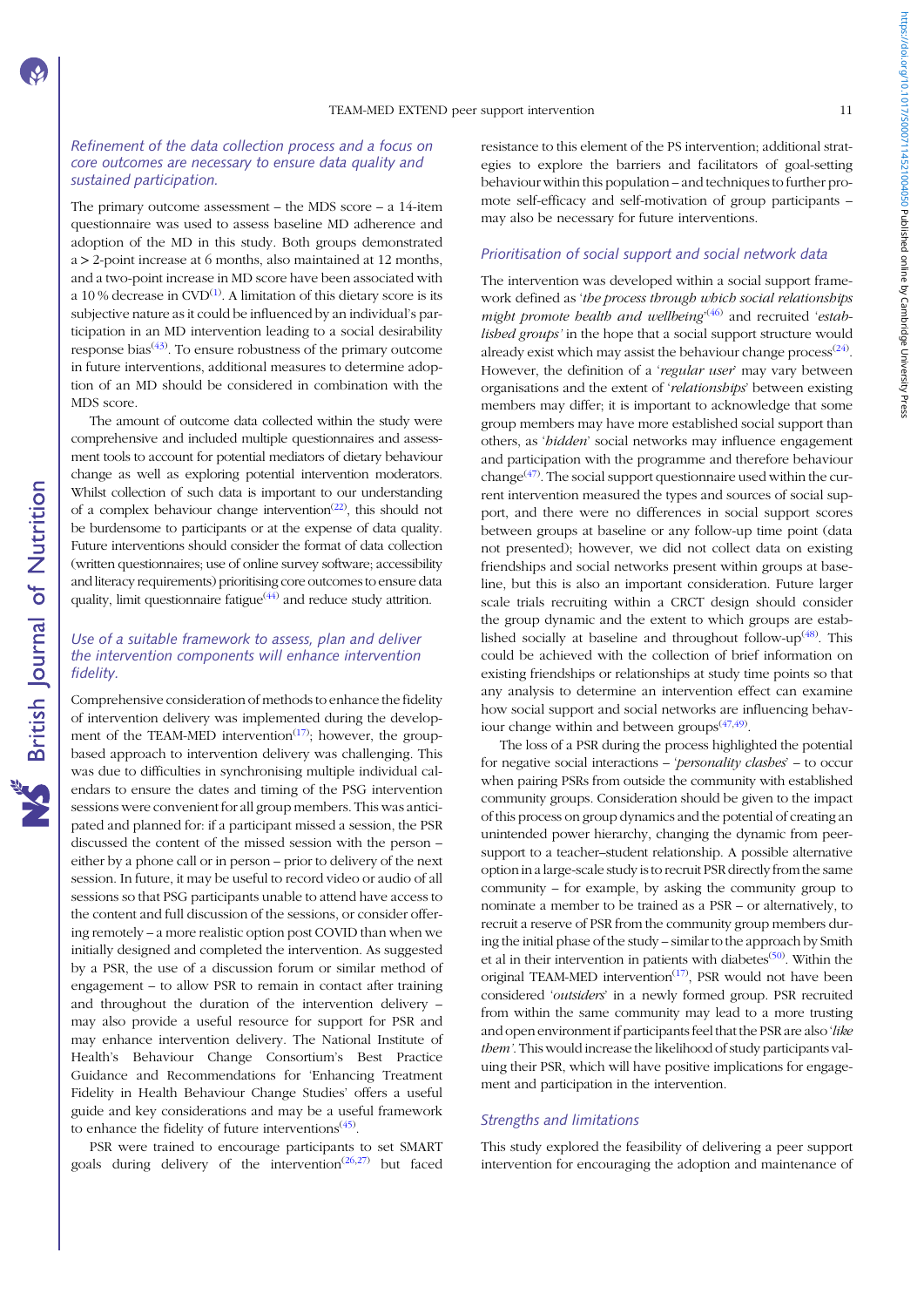### Refinement of the data collection process and a focus on core outcomes are necessary to ensure data quality and sustained participation.

The primary outcome assessment – the MDS score – a 14-item questionnaire was used to assess baseline MD adherence and adoption of the MD in this study. Both groups demonstrated a > 2-point increase at 6 months, also maintained at 12 months, and a two-point increase in MD score have been associated with a 10 % decrease in CVD[1]. A limitation of this dietary score is its subjective nature as it could be influenced by an individual's participation in an MD intervention leading to a social desirability response bias[43]. To ensure robustness of the primary outcome in future interventions, additional measures to determine adoption of an MD should be considered in combination with the MDS score.

The amount of outcome data collected within the study were comprehensive and included multiple questionnaires and assessment tools to account for potential mediators of dietary behaviour change as well as exploring potential intervention moderators. Whilst collection of such data is important to our understanding of a complex behaviour change intervention[22], this should not be burdensome to participants or at the expense of data quality. Future interventions should consider the format of data collection (written questionnaires; use of online survey software; accessibility and literacy requirements) prioritising core outcomes to ensure data quality, limit questionnaire fatigue[44] and reduce study attrition.

### Use of a suitable framework to assess, plan and deliver the intervention components will enhance intervention fidelity.

Comprehensive consideration of methods to enhance the fidelity of intervention delivery was implemented during the development of the TEAM-MED intervention[17]; however, the group-based approach to intervention delivery was challenging. This was due to difficulties in synchronising multiple individual calendars to ensure the dates and timing of the PSG intervention sessions were convenient for all group members. This was anticipated and planned for: if a participant missed a session, the PSR discussed the content of the missed session with the person – either by a phone call or in person – prior to delivery of the next session. In future, it may be useful to record video or audio of all sessions so that PSG participants unable to attend have access to the content and full discussion of the sessions, or consider offering remotely – a more realistic option post COVID than when we initially designed and completed the intervention. As suggested by a PSR, the use of a discussion forum or similar method of engagement – to allow PSR to remain in contact after training and throughout the duration of the intervention delivery – may also provide a useful resource for support for PSR and may enhance intervention delivery. The National Institute of Health's Behaviour Change Consortium's Best Practice Guidance and Recommendations for 'Enhancing Treatment Fidelity in Health Behaviour Change Studies' offers a useful guide and key considerations and may be a useful framework to enhance the fidelity of future interventions[45].

PSR were trained to encourage participants to set SMART goals during delivery of the intervention[26,27] but faced resistance to this element of the PS intervention; additional strategies to explore the barriers and facilitators of goal-setting behaviour within this population – and techniques to further promote self-efficacy and self-motivation of group participants – may also be necessary for future interventions.

### Prioritisation of social support and social network data

The intervention was developed within a social support framework defined as '*the process through which social relationships might promote health and wellbeing*'[46] and recruited '*established groups*' in the hope that a social support structure would already exist which may assist the behaviour change process[24]. However, the definition of a '*regular user*' may vary between organisations and the extent of '*relationships*' between existing members may differ; it is important to acknowledge that some group members may have more established social support than others, as '*hidden*' social networks may influence engagement and participation with the programme and therefore behaviour change[47]. The social support questionnaire used within the current intervention measured the types and sources of social support, and there were no differences in social support scores between groups at baseline or any follow-up time point (data not presented); however, we did not collect data on existing friendships and social networks present within groups at baseline, but this is also an important consideration. Future larger scale trials recruiting within a CRCT design should consider the group dynamic and the extent to which groups are established socially at baseline and throughout follow-up[48]. This could be achieved with the collection of brief information on existing friendships or relationships at study time points so that any analysis to determine an intervention effect can examine how social support and social networks are influencing behaviour change within and between groups[47,49].

The loss of a PSR during the process highlighted the potential for negative social interactions – '*personality clashes*' – to occur when pairing PSRs from outside the community with established community groups. Consideration should be given to the impact of this process on group dynamics and the potential of creating an unintended power hierarchy, changing the dynamic from peer-support to a teacher–student relationship. A possible alternative option in a large-scale study is to recruit PSR directly from the same community – for example, by asking the community group to nominate a member to be trained as a PSR – or alternatively, to recruit a reserve of PSR from the community group members during the initial phase of the study – similar to the approach by Smith et al in their intervention in patients with diabetes[50]. Within the original TEAM-MED intervention[17], PSR would not have been considered '*outsiders*' in a newly formed group. PSR recruited from within the same community may lead to a more trusting and open environment if participants feel that the PSR are also '*like them*'. This would increase the likelihood of study participants valuing their PSR, which will have positive implications for engagement and participation in the intervention.

### Strengths and limitations

This study explored the feasibility of delivering a peer support intervention for encouraging the adoption and maintenance of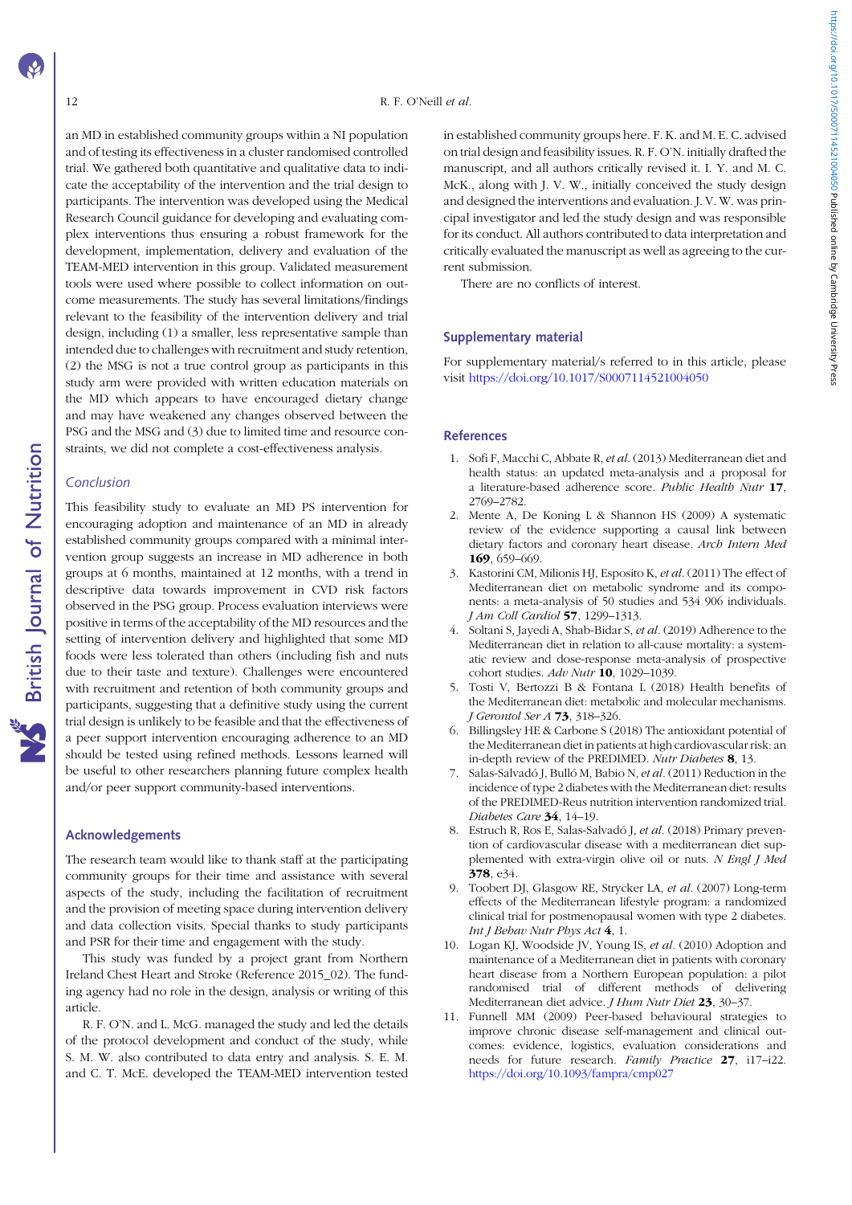an MD in established community groups within a NI population and of testing its effectiveness in a cluster randomised controlled trial. We gathered both quantitative and qualitative data to indicate the acceptability of the intervention and the trial design to participants. The intervention was developed using the Medical Research Council guidance for developing and evaluating complex interventions thus ensuring a robust framework for the development, implementation, delivery and evaluation of the TEAM-MED intervention in this group. Validated measurement tools were used where possible to collect information on outcome measurements. The study has several limitations/findings relevant to the feasibility of the intervention delivery and trial design, including (1) a smaller, less representative sample than intended due to challenges with recruitment and study retention, (2) the MSG is not a true control group as participants in this study arm were provided with written education materials on the MD which appears to have encouraged dietary change and may have weakened any changes observed between the PSG and the MSG and (3) due to limited time and resource constraints, we did not complete a cost-effectiveness analysis.

### Conclusion

This feasibility study to evaluate an MD PS intervention for encouraging adoption and maintenance of an MD in already established community groups compared with a minimal intervention group suggests an increase in MD adherence in both groups at 6 months, maintained at 12 months, with a trend in descriptive data towards improvement in CVD risk factors observed in the PSG group. Process evaluation interviews were positive in terms of the acceptability of the MD resources and the setting of intervention delivery and highlighted that some MD foods were less tolerated than others (including fish and nuts due to their taste and texture). Challenges were encountered with recruitment and retention of both community groups and participants, suggesting that a definitive study using the current trial design is unlikely to be feasible and that the effectiveness of a peer support intervention encouraging adherence to an MD should be tested using refined methods. Lessons learned will be useful to other researchers planning future complex health and/or peer support community-based interventions.

## Acknowledgements

The research team would like to thank staff at the participating community groups for their time and assistance with several aspects of the study, including the facilitation of recruitment and the provision of meeting space during intervention delivery and data collection visits. Special thanks to study participants and PSR for their time and engagement with the study.

This study was funded by a project grant from Northern Ireland Chest Heart and Stroke (Reference 2015_02). The funding agency had no role in the design, analysis or writing of this article.

R. F. O'N. and L. McG. managed the study and led the details of the protocol development and conduct of the study, while S. M. W. also contributed to data entry and analysis. S. E. M. and C. T. McE. developed the TEAM-MED intervention tested in established community groups here. F. K. and M. E. C. advised on trial design and feasibility issues. R. F. O'N. initially drafted the manuscript, and all authors critically revised it. I. Y. and M. C. McK., along with J. V. W., initially conceived the study design and designed the interventions and evaluation. J. V. W. was principal investigator and led the study design and was responsible for its conduct. All authors contributed to data interpretation and critically evaluated the manuscript as well as agreeing to the current submission.

There are no conflicts of interest.

## Supplementary material

For supplementary material/s referred to in this article, please visit https://doi.org/10.1017/S0007114521004050

## References

1. Sofi F, Macchi C, Abbate R, *et al.* (2013) Mediterranean diet and health status: an updated meta-analysis and a proposal for a literature-based adherence score. *Public Health Nutr* **17**, 2769–2782.
2. Mente A, De Koning L & Shannon HS (2009) A systematic review of the evidence supporting a causal link between dietary factors and coronary heart disease. *Arch Intern Med* **169**, 659–669.
3. Kastorini CM, Milionis HJ, Esposito K, *et al.* (2011) The effect of Mediterranean diet on metabolic syndrome and its components: a meta-analysis of 50 studies and 534 906 individuals. *J Am Coll Cardiol* **57**, 1299–1313.
4. Soltani S, Jayedi A, Shab-Bidar S, *et al.* (2019) Adherence to the Mediterranean diet in relation to all-cause mortality: a systematic review and dose-response meta-analysis of prospective cohort studies. *Adv Nutr* **10**, 1029–1039.
5. Tosti V, Bertozzi B & Fontana L (2018) Health benefits of the Mediterranean diet: metabolic and molecular mechanisms. *J Gerontol Ser A* **73**, 318–326.
6. Billingsley HE & Carbone S (2018) The antioxidant potential of the Mediterranean diet in patients at high cardiovascular risk: an in-depth review of the PREDIMED. *Nutr Diabetes* **8**, 13.
7. Salas-Salvadó J, Bulló M, Babio N, *et al.* (2011) Reduction in the incidence of type 2 diabetes with the Mediterranean diet: results of the PREDIMED-Reus nutrition intervention randomized trial. *Diabetes Care* **34**, 14–19.
8. Estruch R, Ros E, Salas-Salvadó J, *et al.* (2018) Primary prevention of cardiovascular disease with a mediterranean diet supplemented with extra-virgin olive oil or nuts. *N Engl J Med* **378**, e34.
9. Toobert DJ, Glasgow RE, Strycker LA, *et al.* (2007) Long-term effects of the Mediterranean lifestyle program: a randomized clinical trial for postmenopausal women with type 2 diabetes. *Int J Behav Nutr Phys Act* **4**, 1.
10. Logan KJ, Woodside JV, Young IS, *et al.* (2010) Adoption and maintenance of a Mediterranean diet in patients with coronary heart disease from a Northern European population: a pilot randomised trial of different methods of delivering Mediterranean diet advice. *J Hum Nutr Diet* **23**, 30–37.
11. Funnell MM (2009) Peer-based behavioural strategies to improve chronic disease self-management and clinical outcomes: evidence, logistics, evaluation considerations and needs for future research. *Family Practice* **27**, i17–i22. https://doi.org/10.1093/fampra/cmp027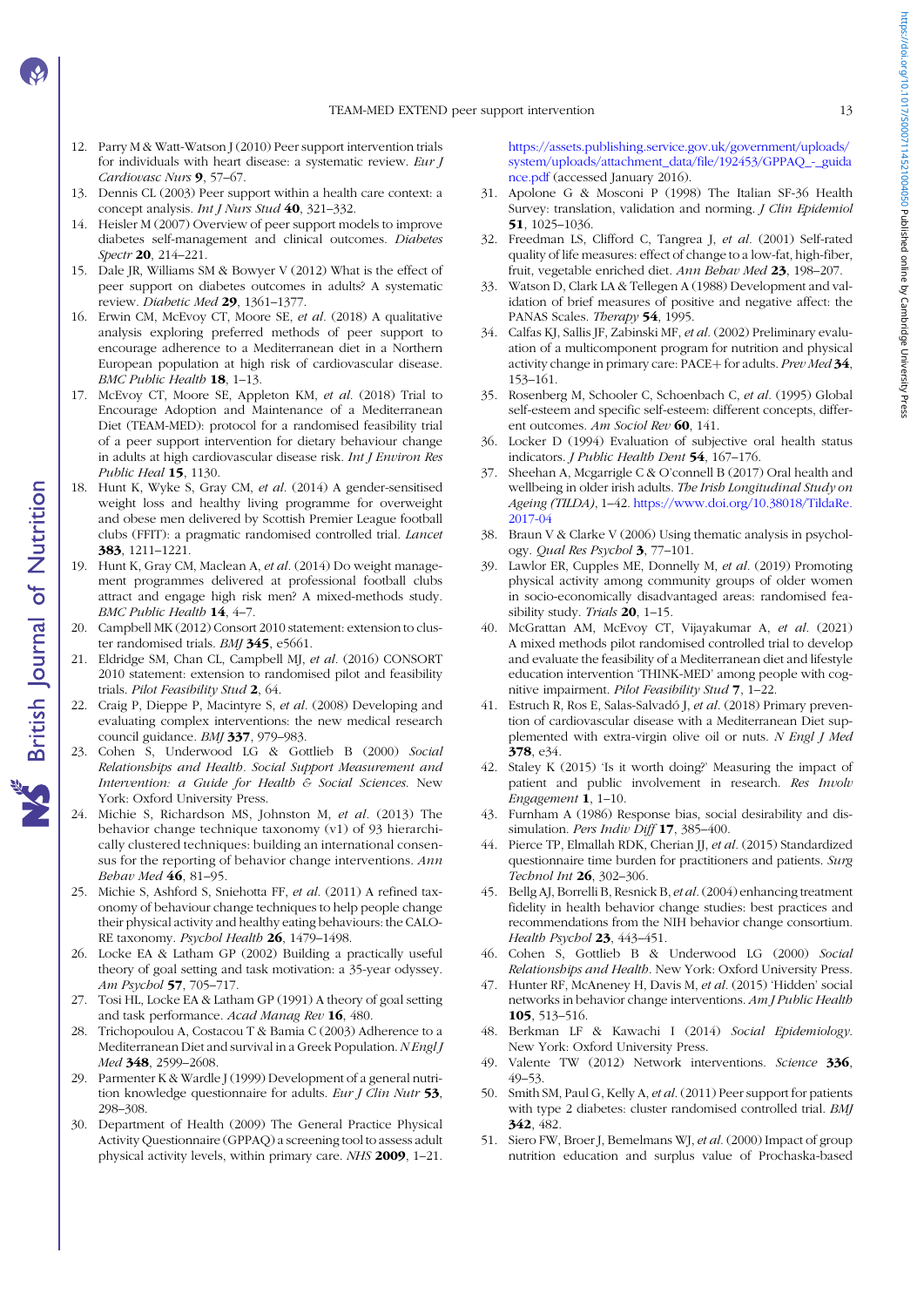12. Parry M & Watt-Watson J (2010) Peer support intervention trials for individuals with heart disease: a systematic review. *Eur J Cardiovasc Nurs* **9**, 57–67.
13. Dennis CL (2003) Peer support within a health care context: a concept analysis. *Int J Nurs Stud* **40**, 321–332.
14. Heisler M (2007) Overview of peer support models to improve diabetes self-management and clinical outcomes. *Diabetes Spectr* **20**, 214–221.
15. Dale JR, Williams SM & Bowyer V (2012) What is the effect of peer support on diabetes outcomes in adults? A systematic review. *Diabetic Med* **29**, 1361–1377.
16. Erwin CM, McEvoy CT, Moore SE, *et al.* (2018) A qualitative analysis exploring preferred methods of peer support to encourage adherence to a Mediterranean diet in a Northern European population at high risk of cardiovascular disease. *BMC Public Health* **18**, 1–13.
17. McEvoy CT, Moore SE, Appleton KM, *et al.* (2018) Trial to Encourage Adoption and Maintenance of a Mediterranean Diet (TEAM-MED): protocol for a randomised feasibility trial of a peer support intervention for dietary behaviour change in adults at high cardiovascular disease risk. *Int J Environ Res Public Heal* **15**, 1130.
18. Hunt K, Wyke S, Gray CM, *et al.* (2014) A gender-sensitised weight loss and healthy living programme for overweight and obese men delivered by Scottish Premier League football clubs (FFIT): a pragmatic randomised controlled trial. *Lancet* **383**, 1211–1221.
19. Hunt K, Gray CM, Maclean A, *et al.* (2014) Do weight management programmes delivered at professional football clubs attract and engage high risk men? A mixed-methods study. *BMC Public Health* **14**, 4–7.
20. Campbell MK (2012) Consort 2010 statement: extension to cluster randomised trials. *BMJ* **345**, e5661.
21. Eldridge SM, Chan CL, Campbell MJ, *et al.* (2016) CONSORT 2010 statement: extension to randomised pilot and feasibility trials. *Pilot Feasibility Stud* **2**, 64.
22. Craig P, Dieppe P, Macintyre S, *et al.* (2008) Developing and evaluating complex interventions: the new medical research council guidance. *BMJ* **337**, 979–983.
23. Cohen S, Underwood LG & Gottlieb B (2000) *Social Relationships and Health. Social Support Measurement and Intervention: a Guide for Health & Social Sciences.* New York: Oxford University Press.
24. Michie S, Richardson MS, Johnston M, *et al.* (2013) The behavior change technique taxonomy (v1) of 93 hierarchically clustered techniques: building an international consensus for the reporting of behavior change interventions. *Ann Behav Med* **46**, 81–95.
25. Michie S, Ashford S, Sniehotta FF, *et al.* (2011) A refined taxonomy of behaviour change techniques to help people change their physical activity and healthy eating behaviours: the CALO-RE taxonomy. *Psychol Health* **26**, 1479–1498.
26. Locke EA & Latham GP (2002) Building a practically useful theory of goal setting and task motivation: a 35-year odyssey. *Am Psychol* **57**, 705–717.
27. Tosi HL, Locke EA & Latham GP (1991) A theory of goal setting and task performance. *Acad Manag Rev* **16**, 480.
28. Trichopoulou A, Costacou T & Bamia C (2003) Adherence to a Mediterranean Diet and survival in a Greek Population. *N Engl J Med* **348**, 2599–2608.
29. Parmenter K & Wardle J (1999) Development of a general nutrition knowledge questionnaire for adults. *Eur J Clin Nutr* **53**, 298–308.
30. Department of Health (2009) The General Practice Physical Activity Questionnaire (GPPAQ) a screening tool to assess adult physical activity levels, within primary care. *NHS* **2009**, 1–21. https://assets.publishing.service.gov.uk/government/uploads/system/uploads/attachment_data/file/192453/GPPAQ_-_guidance.pdf (accessed January 2016).
31. Apolone G & Mosconi P (1998) The Italian SF-36 Health Survey: translation, validation and norming. *J Clin Epidemiol* **51**, 1025–1036.
32. Freedman LS, Clifford C, Tangrea J, *et al.* (2001) Self-rated quality of life measures: effect of change to a low-fat, high-fiber, fruit, vegetable enriched diet. *Ann Behav Med* **23**, 198–207.
33. Watson D, Clark LA & Tellegen A (1988) Development and validation of brief measures of positive and negative affect: the PANAS Scales. *Therapy* **54**, 1995.
34. Calfas KJ, Sallis JF, Zabinski MF, *et al.* (2002) Preliminary evaluation of a multicomponent program for nutrition and physical activity change in primary care: PACE+ for adults. *Prev Med* **34**, 153–161.
35. Rosenberg M, Schooler C, Schoenbach C, *et al.* (1995) Global self-esteem and specific self-esteem: different concepts, different outcomes. *Am Sociol Rev* **60**, 141.
36. Locker D (1994) Evaluation of subjective oral health status indicators. *J Public Health Dent* **54**, 167–176.
37. Sheehan A, Mcgarrigle C & O'connell B (2017) Oral health and wellbeing in older irish adults. *The Irish Longitudinal Study on Ageing (TILDA)*, 1–42. https://www.doi.org/10.38018/TildaRe.2017-04
38. Braun V & Clarke V (2006) Using thematic analysis in psychology. *Qual Res Psychol* **3**, 77–101.
39. Lawlor ER, Cupples ME, Donnelly M, *et al.* (2019) Promoting physical activity among community groups of older women in socio-economically disadvantaged areas: randomised feasibility study. *Trials* **20**, 1–15.
40. McGrattan AM, McEvoy CT, Vijayakumar A, *et al.* (2021) A mixed methods pilot randomised controlled trial to develop and evaluate the feasibility of a Mediterranean diet and lifestyle education intervention 'THINK-MED' among people with cognitive impairment. *Pilot Feasibility Stud* **7**, 1–22.
41. Estruch R, Ros E, Salas-Salvadó J, *et al.* (2018) Primary prevention of cardiovascular disease with a Mediterranean Diet supplemented with extra-virgin olive oil or nuts. *N Engl J Med* **378**, e34.
42. Staley K (2015) 'Is it worth doing?' Measuring the impact of patient and public involvement in research. *Res Involv Engagement* **1**, 1–10.
43. Furnham A (1986) Response bias, social desirability and dissimulation. *Pers Indiv Diff* **17**, 385–400.
44. Pierce TP, Elmallah RDK, Cherian JJ, *et al.* (2015) Standardized questionnaire time burden for practitioners and patients. *Surg Technol Int* **26**, 302–306.
45. Bellg AJ, Borrelli B, Resnick B, *et al.* (2004) enhancing treatment fidelity in health behavior change studies: best practices and recommendations from the NIH behavior change consortium. *Health Psychol* **23**, 443–451.
46. Cohen S, Gottlieb B & Underwood LG (2000) *Social Relationships and Health*. New York: Oxford University Press.
47. Hunter RF, McAneney H, Davis M, *et al.* (2015) 'Hidden' social networks in behavior change interventions. *Am J Public Health* **105**, 513–516.
48. Berkman LF & Kawachi I (2014) *Social Epidemiology*. New York: Oxford University Press.
49. Valente TW (2012) Network interventions. *Science* **336**, 49–53.
50. Smith SM, Paul G, Kelly A, *et al.* (2011) Peer support for patients with type 2 diabetes: cluster randomised controlled trial. *BMJ* **342**, 482.
51. Siero FW, Broer J, Bemelmans WJ, *et al.* (2000) Impact of group nutrition education and surplus value of Prochaska-based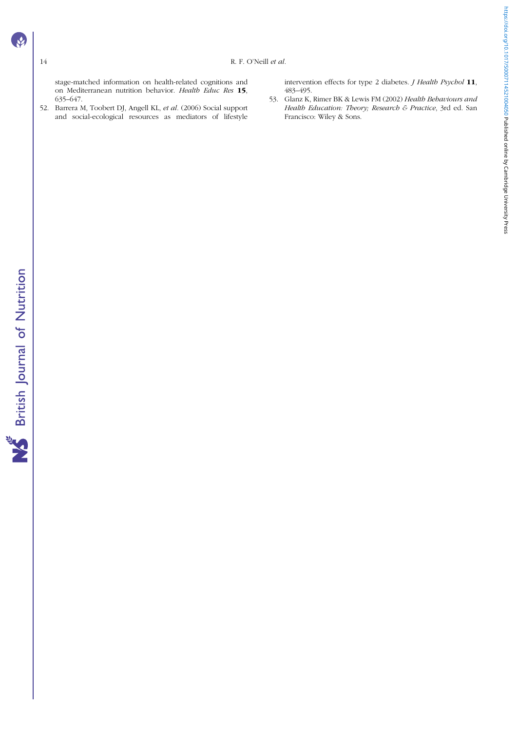stage-matched information on health-related cognitions and on Mediterranean nutrition behavior. *Health Educ Res* **15**, 635–647.

52. Barrera M, Toobert DJ, Angell KL, *et al*. (2006) Social support and social-ecological resources as mediators of lifestyle intervention effects for type 2 diabetes. *J Health Psychol* **11**, 483–495.
53. Glanz K, Rimer BK & Lewis FM (2002) *Health Behaviours and Health Education: Theory; Research & Practice*, 3rd ed. San Francisco: Wiley & Sons.